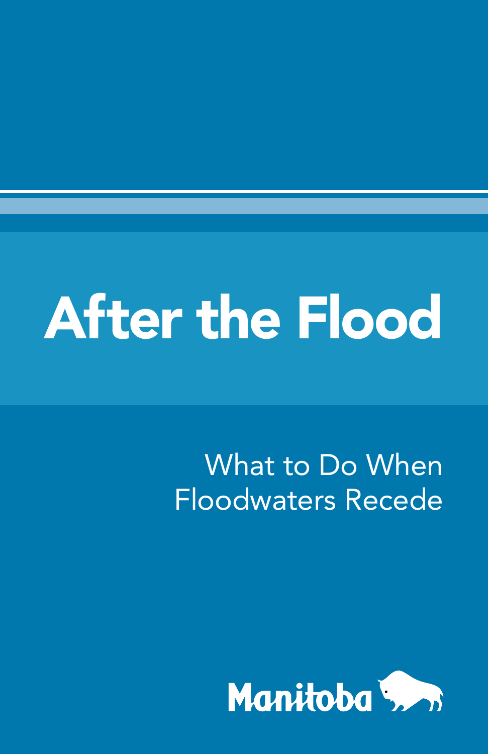# After the Flood

## What to Do When Floodwaters Recede

Manitoba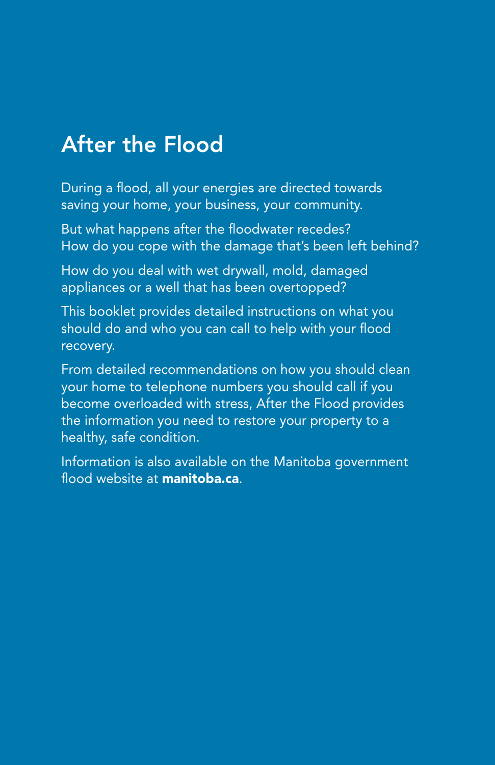# After the Flood

During a flood, all your energies are directed towards saving your home, your business, your community.

But what happens after the floodwater recedes? How do you cope with the damage that's been left behind?

How do you deal with wet drywall, mold, damaged appliances or a well that has been overtopped?

This booklet provides detailed instructions on what you should do and who you can call to help with your flood recovery.

From detailed recommendations on how you should clean your home to telephone numbers you should call if you become overloaded with stress, After the Flood provides the information you need to restore your property to a healthy, safe condition.

Information is also available on the Manitoba government flood website at **manitoba.ca**.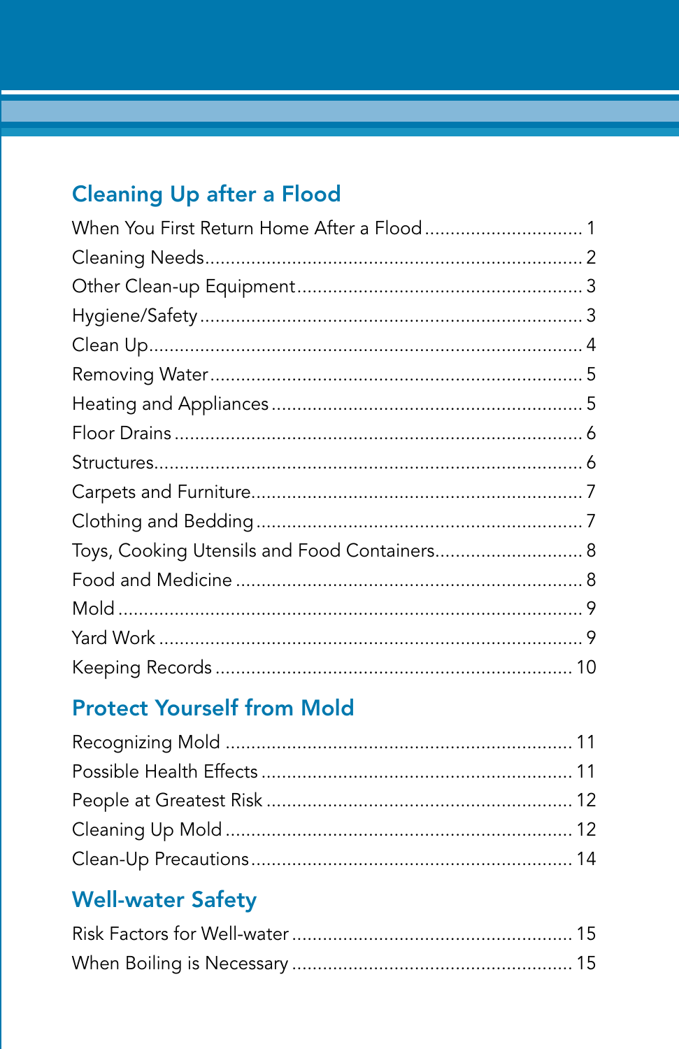## Cleaning Up after a Flood

When You First Return Home After a Flood ............................... 1
Cleaning Needs ........................................................................ 2
Other Clean-up Equipment ....................................................... 3
Hygiene/Safety ......................................................................... 3
Clean Up ................................................................................... 4
Removing Water ....................................................................... 5
Heating and Appliances ............................................................ 5
Floor Drains .............................................................................. 6
Structures .................................................................................. 6
Carpets and Furniture ............................................................... 7
Clothing and Bedding ............................................................... 7
Toys, Cooking Utensils and Food Containers ............................. 8
Food and Medicine ................................................................... 8
Mold ......................................................................................... 9
Yard Work ................................................................................. 9
Keeping Records ..................................................................... 10

## Protect Yourself from Mold

Recognizing Mold .................................................................. 11
Possible Health Effects ............................................................ 11
People at Greatest Risk ........................................................... 12
Cleaning Up Mold ................................................................... 12
Clean-Up Precautions .............................................................. 14

## Well-water Safety

Risk Factors for Well-water ...................................................... 15
When Boiling is Necessary ...................................................... 15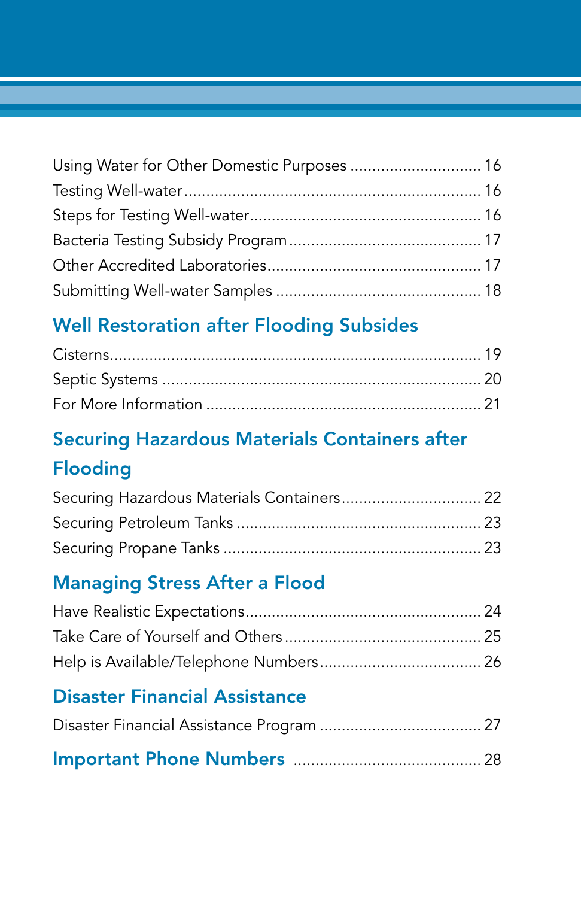Using Water for Other Domestic Purposes .............................. 16
Testing Well-water .................................................................. 16
Steps for Testing Well-water.................................................... 16
Bacteria Testing Subsidy Program ........................................... 17
Other Accredited Laboratories................................................ 17
Submitting Well-water Samples .............................................. 18

## Well Restoration after Flooding Subsides

Cisterns.................................................................................. 19
Septic Systems ....................................................................... 20
For More Information ............................................................. 21

## Securing Hazardous Materials Containers after Flooding

Securing Hazardous Materials Containers................................ 22
Securing Petroleum Tanks ....................................................... 23
Securing Propane Tanks .......................................................... 23

## Managing Stress After a Flood

Have Realistic Expectations...................................................... 24
Take Care of Yourself and Others ............................................ 25
Help is Available/Telephone Numbers..................................... 26

## Disaster Financial Assistance

Disaster Financial Assistance Program ..................................... 27

## Important Phone Numbers .......................................... 28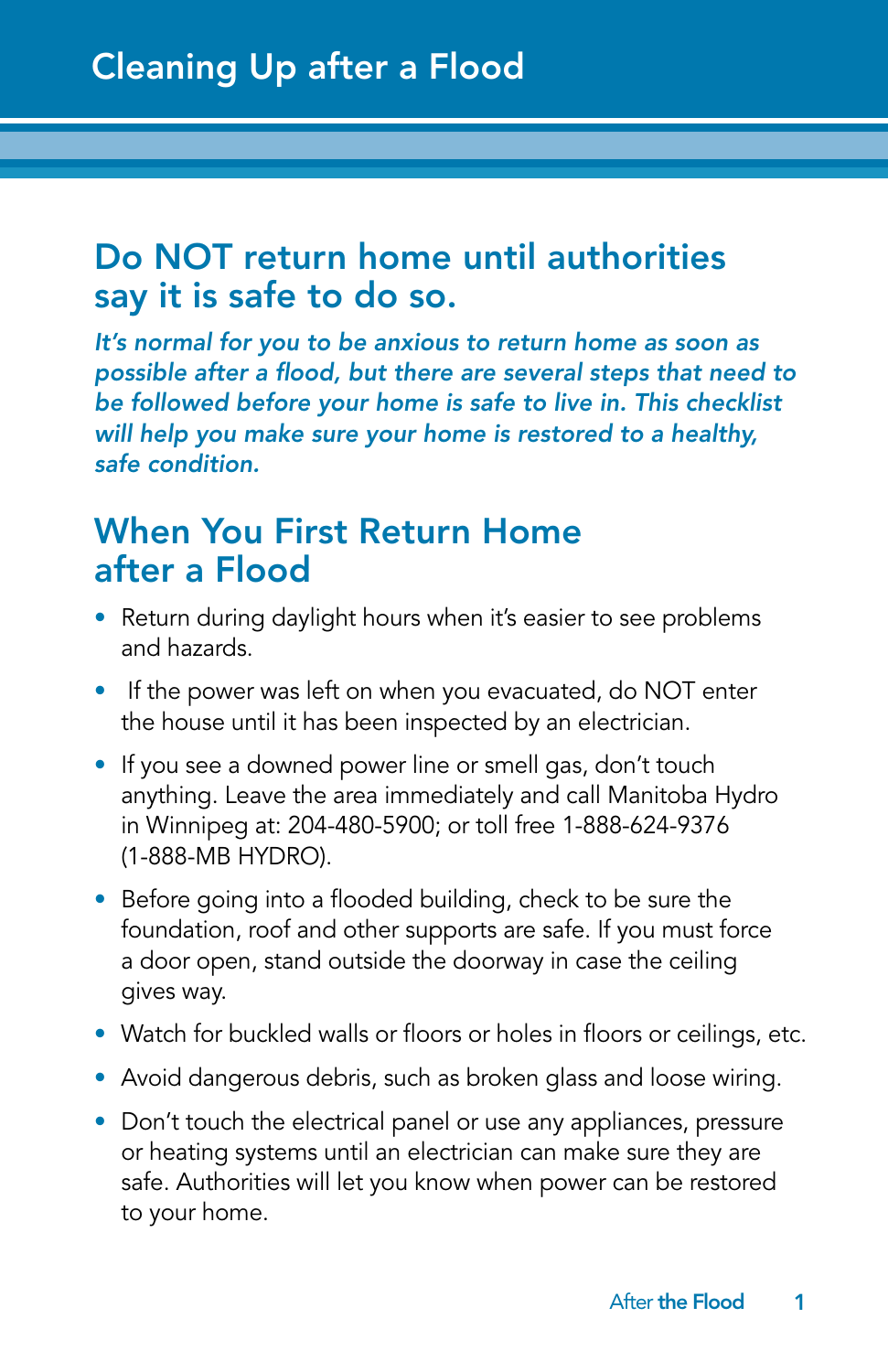# Cleaning Up after a Flood

## Do NOT return home until authorities say it is safe to do so.

***It's normal for you to be anxious to return home as soon as possible after a flood, but there are several steps that need to be followed before your home is safe to live in. This checklist will help you make sure your home is restored to a healthy, safe condition.***

## When You First Return Home after a Flood

- Return during daylight hours when it's easier to see problems and hazards.
- If the power was left on when you evacuated, do NOT enter the house until it has been inspected by an electrician.
- If you see a downed power line or smell gas, don't touch anything. Leave the area immediately and call Manitoba Hydro in Winnipeg at: 204-480-5900; or toll free 1-888-624-9376 (1-888-MB HYDRO).
- Before going into a flooded building, check to be sure the foundation, roof and other supports are safe. If you must force a door open, stand outside the doorway in case the ceiling gives way.
- Watch for buckled walls or floors or holes in floors or ceilings, etc.
- Avoid dangerous debris, such as broken glass and loose wiring.
- Don't touch the electrical panel or use any appliances, pressure or heating systems until an electrician can make sure they are safe. Authorities will let you know when power can be restored to your home.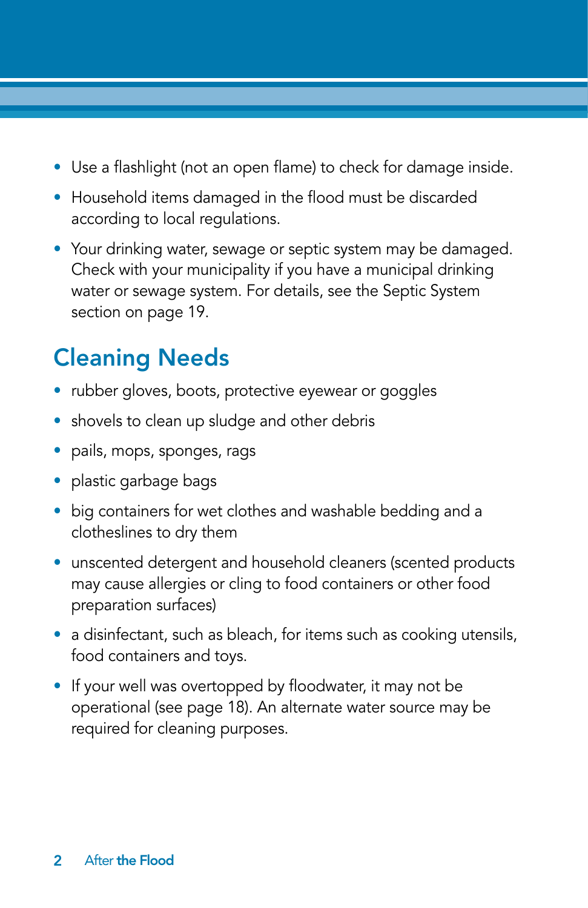- Use a flashlight (not an open flame) to check for damage inside.
- Household items damaged in the flood must be discarded according to local regulations.
- Your drinking water, sewage or septic system may be damaged. Check with your municipality if you have a municipal drinking water or sewage system. For details, see the Septic System section on page 19.

## Cleaning Needs

- rubber gloves, boots, protective eyewear or goggles
- shovels to clean up sludge and other debris
- pails, mops, sponges, rags
- plastic garbage bags
- big containers for wet clothes and washable bedding and a clotheslines to dry them
- unscented detergent and household cleaners (scented products may cause allergies or cling to food containers or other food preparation surfaces)
- a disinfectant, such as bleach, for items such as cooking utensils, food containers and toys.
- If your well was overtopped by floodwater, it may not be operational (see page 18). An alternate water source may be required for cleaning purposes.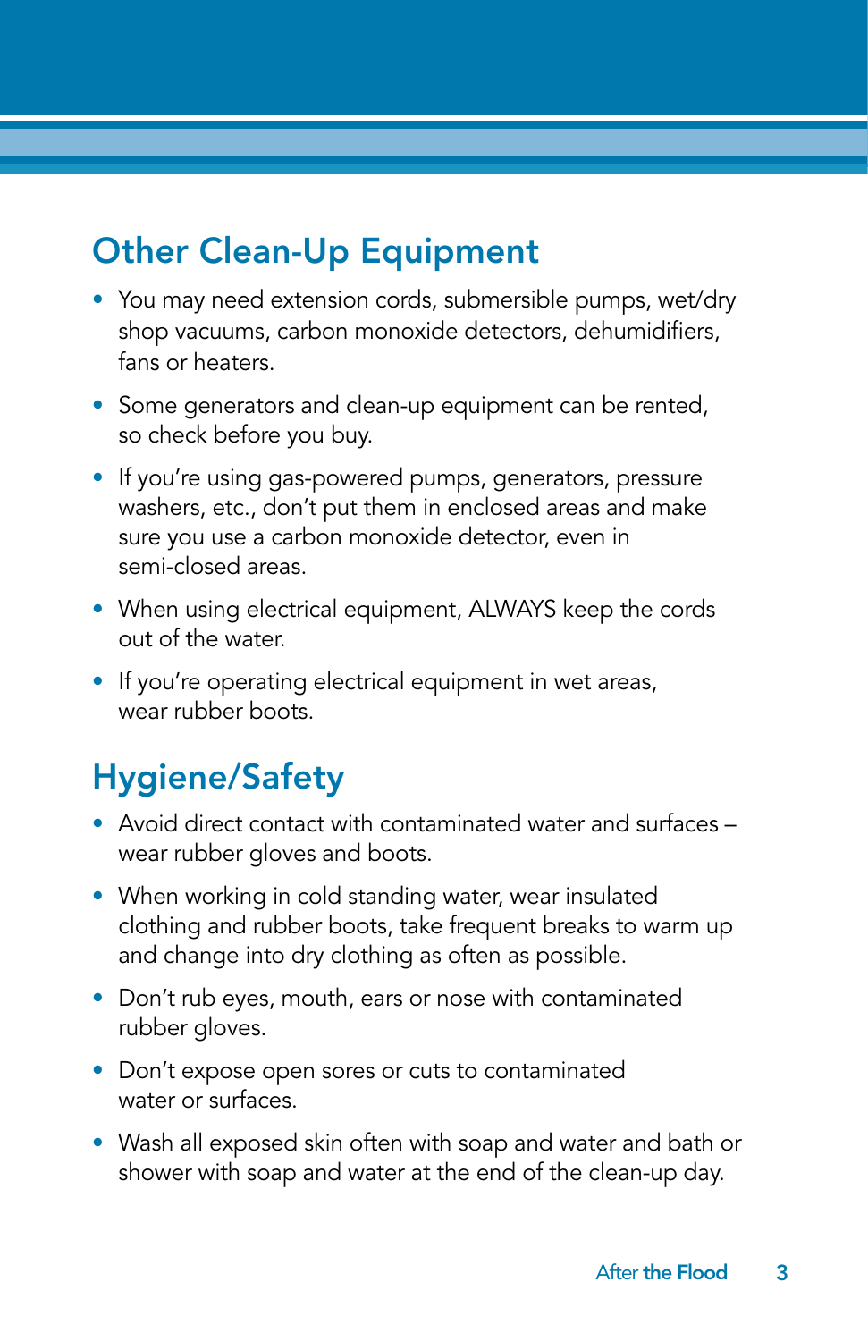## Other Clean-Up Equipment

- You may need extension cords, submersible pumps, wet/dry shop vacuums, carbon monoxide detectors, dehumidifiers, fans or heaters.
- Some generators and clean-up equipment can be rented, so check before you buy.
- If you're using gas-powered pumps, generators, pressure washers, etc., don't put them in enclosed areas and make sure you use a carbon monoxide detector, even in semi-closed areas.
- When using electrical equipment, ALWAYS keep the cords out of the water.
- If you're operating electrical equipment in wet areas, wear rubber boots.

## Hygiene/Safety

- Avoid direct contact with contaminated water and surfaces – wear rubber gloves and boots.
- When working in cold standing water, wear insulated clothing and rubber boots, take frequent breaks to warm up and change into dry clothing as often as possible.
- Don't rub eyes, mouth, ears or nose with contaminated rubber gloves.
- Don't expose open sores or cuts to contaminated water or surfaces.
- Wash all exposed skin often with soap and water and bath or shower with soap and water at the end of the clean-up day.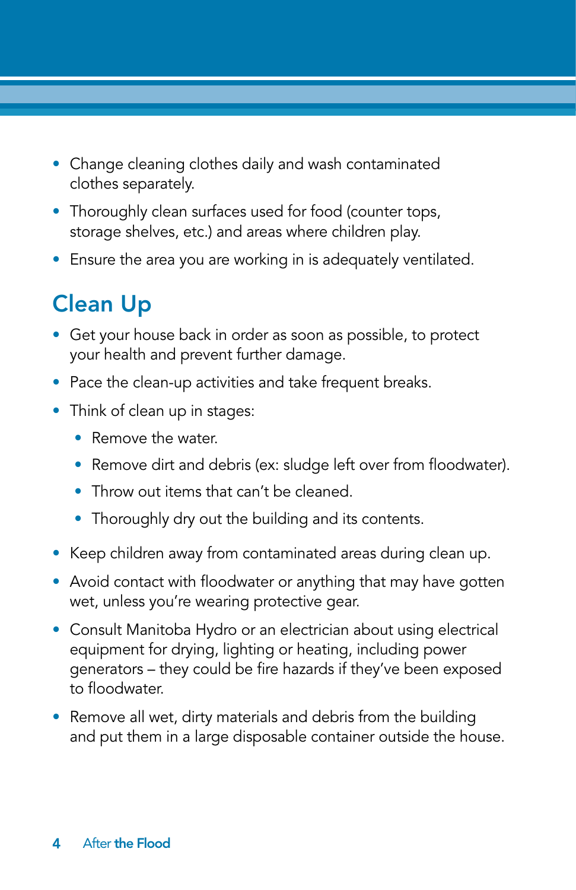- Change cleaning clothes daily and wash contaminated clothes separately.
- Thoroughly clean surfaces used for food (counter tops, storage shelves, etc.) and areas where children play.
- Ensure the area you are working in is adequately ventilated.

## Clean Up

- Get your house back in order as soon as possible, to protect your health and prevent further damage.
- Pace the clean-up activities and take frequent breaks.
- Think of clean up in stages:
  - Remove the water.
  - Remove dirt and debris (ex: sludge left over from floodwater).
  - Throw out items that can't be cleaned.
  - Thoroughly dry out the building and its contents.
- Keep children away from contaminated areas during clean up.
- Avoid contact with floodwater or anything that may have gotten wet, unless you're wearing protective gear.
- Consult Manitoba Hydro or an electrician about using electrical equipment for drying, lighting or heating, including power generators – they could be fire hazards if they've been exposed to floodwater.
- Remove all wet, dirty materials and debris from the building and put them in a large disposable container outside the house.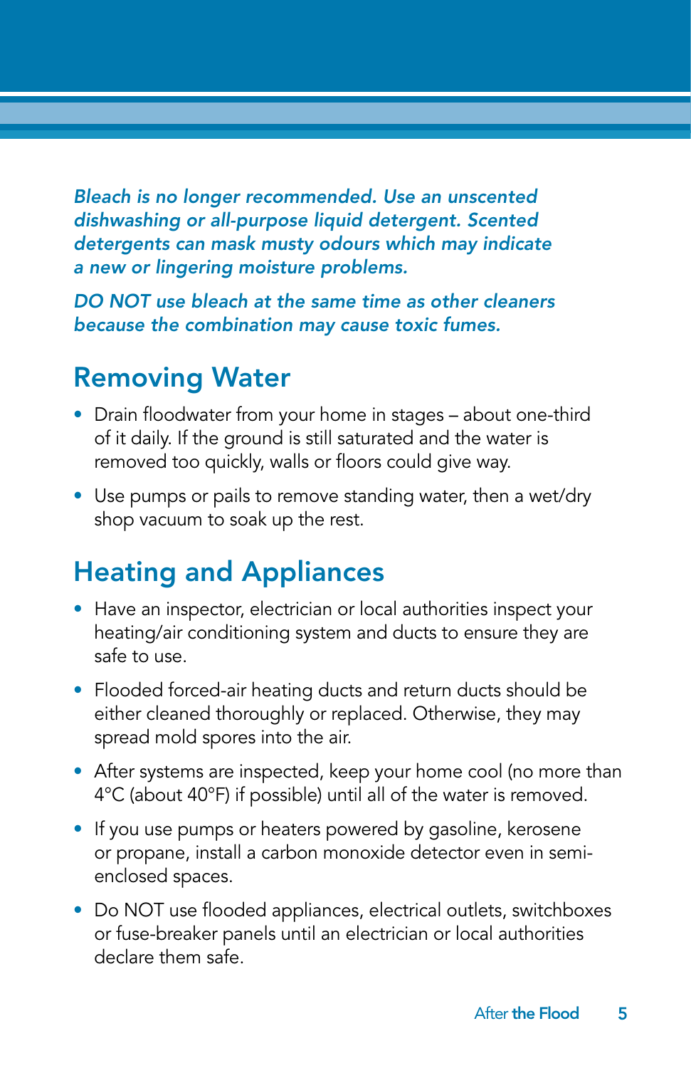***Bleach is no longer recommended. Use an unscented dishwashing or all-purpose liquid detergent. Scented detergents can mask musty odours which may indicate a new or lingering moisture problems.***

***DO NOT use bleach at the same time as other cleaners because the combination may cause toxic fumes.***

## Removing Water

- Drain floodwater from your home in stages – about one-third of it daily. If the ground is still saturated and the water is removed too quickly, walls or floors could give way.
- Use pumps or pails to remove standing water, then a wet/dry shop vacuum to soak up the rest.

## Heating and Appliances

- Have an inspector, electrician or local authorities inspect your heating/air conditioning system and ducts to ensure they are safe to use.
- Flooded forced-air heating ducts and return ducts should be either cleaned thoroughly or replaced. Otherwise, they may spread mold spores into the air.
- After systems are inspected, keep your home cool (no more than 4°C (about 40°F) if possible) until all of the water is removed.
- If you use pumps or heaters powered by gasoline, kerosene or propane, install a carbon monoxide detector even in semi-enclosed spaces.
- Do NOT use flooded appliances, electrical outlets, switchboxes or fuse-breaker panels until an electrician or local authorities declare them safe.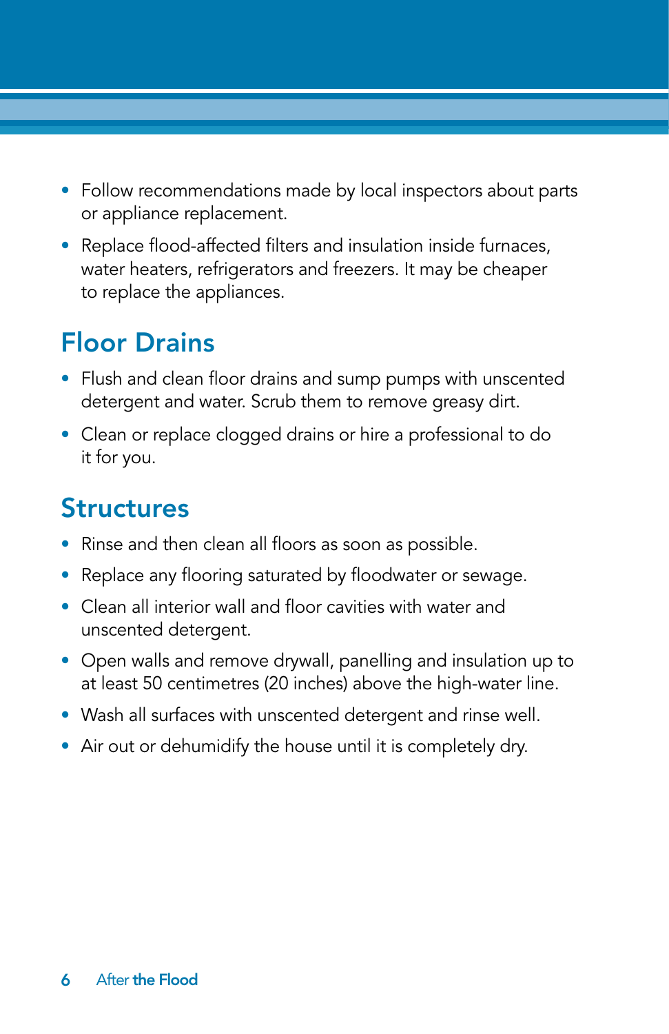- Follow recommendations made by local inspectors about parts or appliance replacement.
- Replace flood-affected filters and insulation inside furnaces, water heaters, refrigerators and freezers. It may be cheaper to replace the appliances.

## Floor Drains

- Flush and clean floor drains and sump pumps with unscented detergent and water. Scrub them to remove greasy dirt.
- Clean or replace clogged drains or hire a professional to do it for you.

## Structures

- Rinse and then clean all floors as soon as possible.
- Replace any flooring saturated by floodwater or sewage.
- Clean all interior wall and floor cavities with water and unscented detergent.
- Open walls and remove drywall, panelling and insulation up to at least 50 centimetres (20 inches) above the high-water line.
- Wash all surfaces with unscented detergent and rinse well.
- Air out or dehumidify the house until it is completely dry.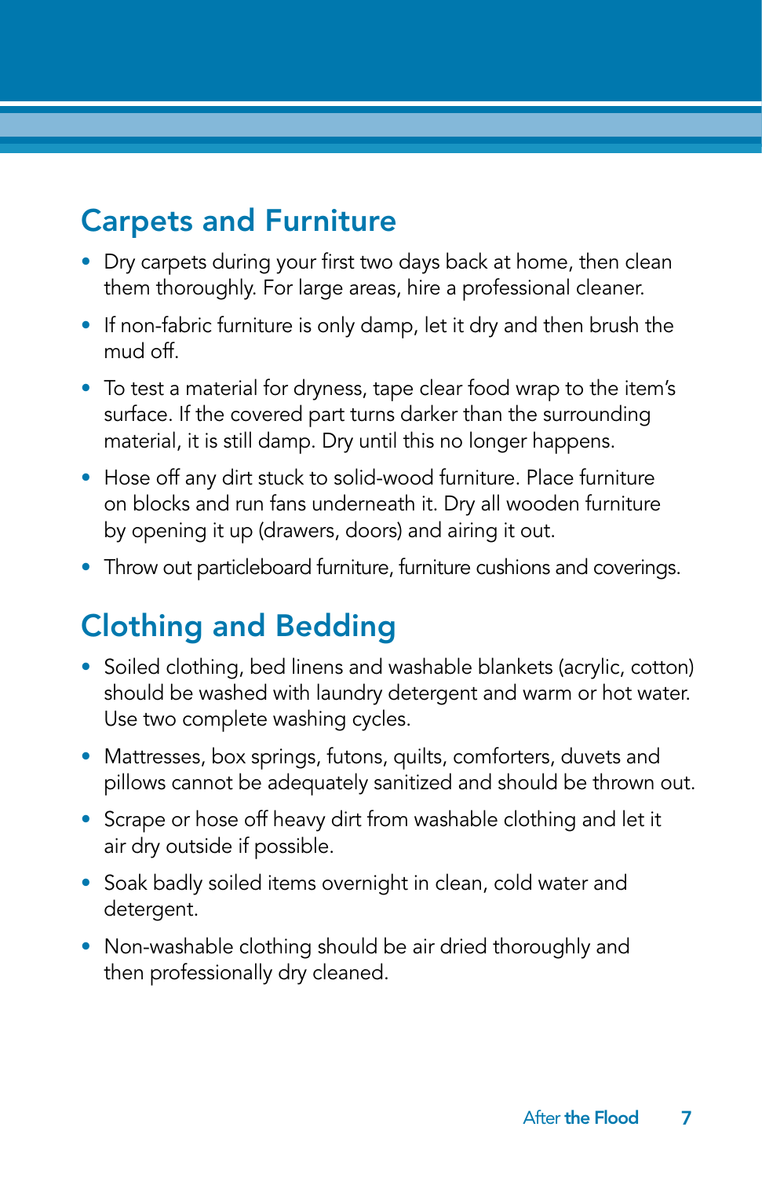## Carpets and Furniture

- Dry carpets during your first two days back at home, then clean them thoroughly. For large areas, hire a professional cleaner.
- If non-fabric furniture is only damp, let it dry and then brush the mud off.
- To test a material for dryness, tape clear food wrap to the item's surface. If the covered part turns darker than the surrounding material, it is still damp. Dry until this no longer happens.
- Hose off any dirt stuck to solid-wood furniture. Place furniture on blocks and run fans underneath it. Dry all wooden furniture by opening it up (drawers, doors) and airing it out.
- Throw out particleboard furniture, furniture cushions and coverings.

## Clothing and Bedding

- Soiled clothing, bed linens and washable blankets (acrylic, cotton) should be washed with laundry detergent and warm or hot water. Use two complete washing cycles.
- Mattresses, box springs, futons, quilts, comforters, duvets and pillows cannot be adequately sanitized and should be thrown out.
- Scrape or hose off heavy dirt from washable clothing and let it air dry outside if possible.
- Soak badly soiled items overnight in clean, cold water and detergent.
- Non-washable clothing should be air dried thoroughly and then professionally dry cleaned.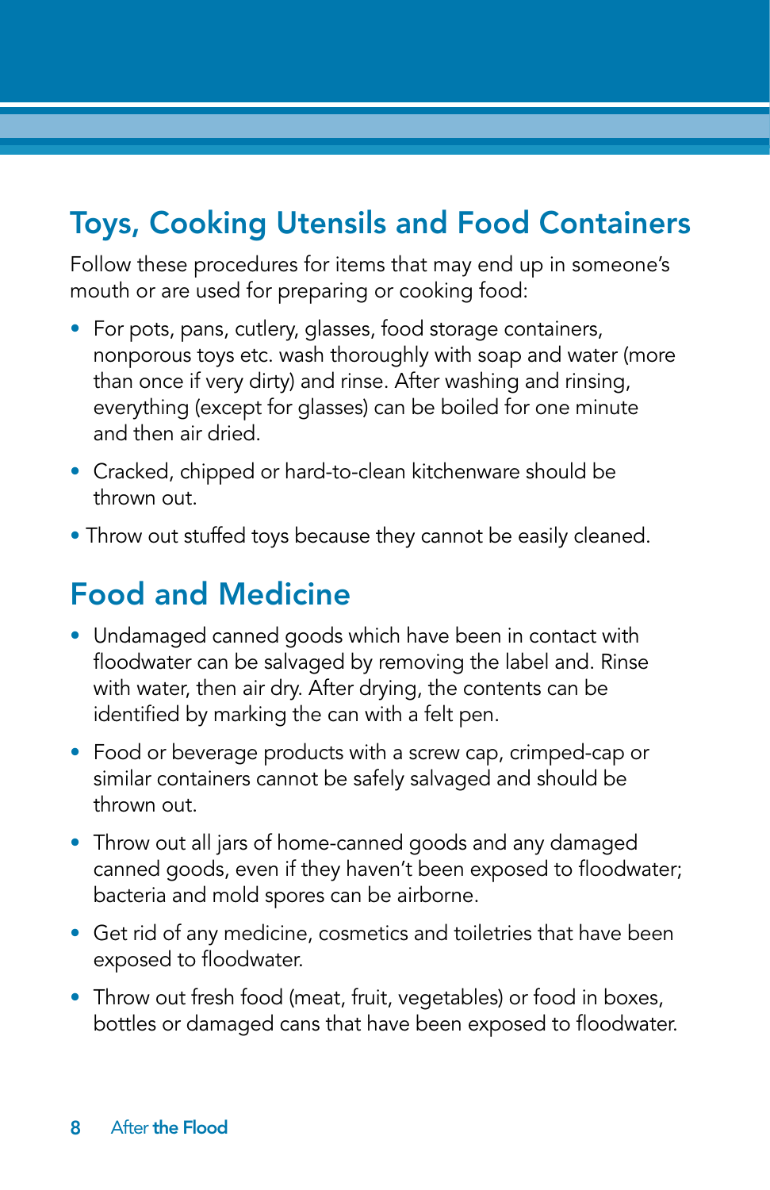## Toys, Cooking Utensils and Food Containers

Follow these procedures for items that may end up in someone's mouth or are used for preparing or cooking food:

- For pots, pans, cutlery, glasses, food storage containers, nonporous toys etc. wash thoroughly with soap and water (more than once if very dirty) and rinse. After washing and rinsing, everything (except for glasses) can be boiled for one minute and then air dried.
- Cracked, chipped or hard-to-clean kitchenware should be thrown out.
- Throw out stuffed toys because they cannot be easily cleaned.

## Food and Medicine

- Undamaged canned goods which have been in contact with floodwater can be salvaged by removing the label and. Rinse with water, then air dry. After drying, the contents can be identified by marking the can with a felt pen.
- Food or beverage products with a screw cap, crimped-cap or similar containers cannot be safely salvaged and should be thrown out.
- Throw out all jars of home-canned goods and any damaged canned goods, even if they haven't been exposed to floodwater; bacteria and mold spores can be airborne.
- Get rid of any medicine, cosmetics and toiletries that have been exposed to floodwater.
- Throw out fresh food (meat, fruit, vegetables) or food in boxes, bottles or damaged cans that have been exposed to floodwater.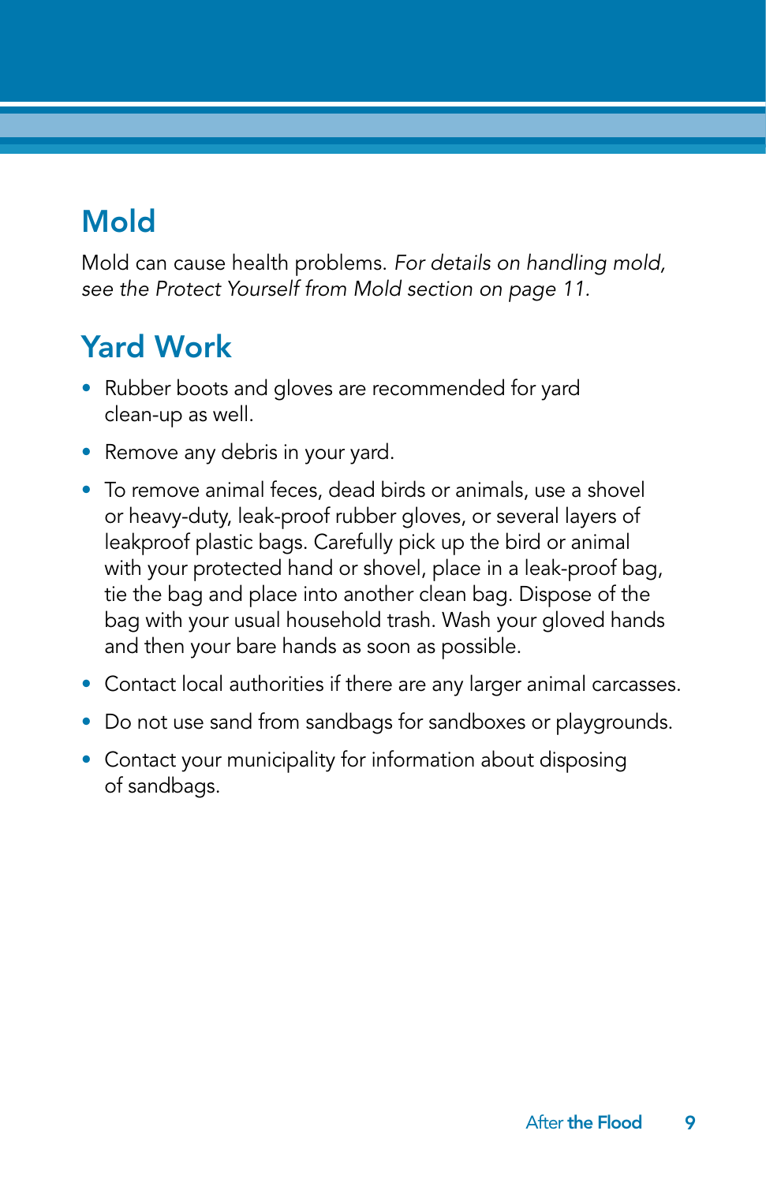## Mold

Mold can cause health problems. *For details on handling mold, see the Protect Yourself from Mold section on page 11.*

## Yard Work

- Rubber boots and gloves are recommended for yard clean-up as well.
- Remove any debris in your yard.
- To remove animal feces, dead birds or animals, use a shovel or heavy-duty, leak-proof rubber gloves, or several layers of leakproof plastic bags. Carefully pick up the bird or animal with your protected hand or shovel, place in a leak-proof bag, tie the bag and place into another clean bag. Dispose of the bag with your usual household trash. Wash your gloved hands and then your bare hands as soon as possible.
- Contact local authorities if there are any larger animal carcasses.
- Do not use sand from sandbags for sandboxes or playgrounds.
- Contact your municipality for information about disposing of sandbags.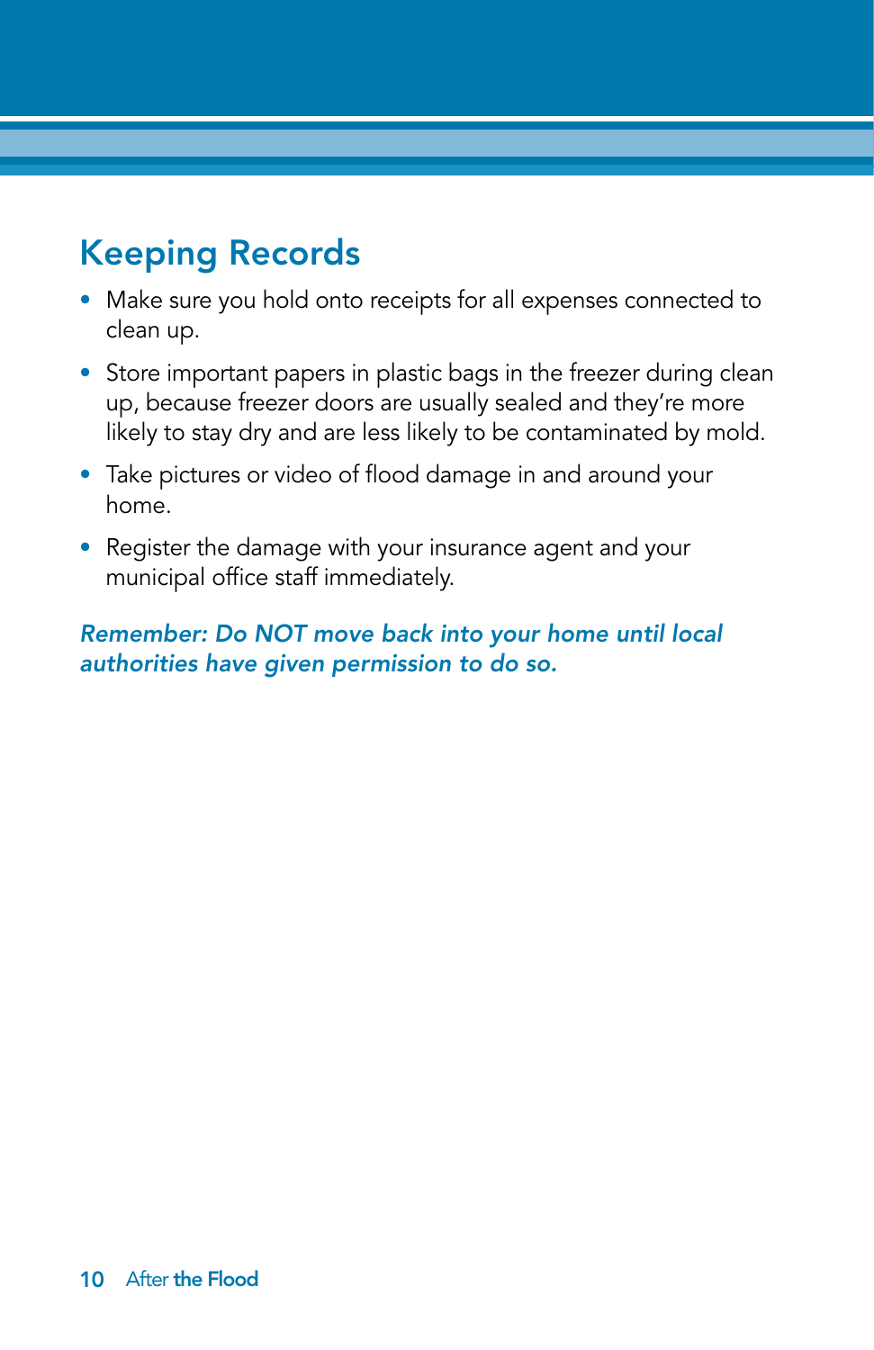## Keeping Records

- Make sure you hold onto receipts for all expenses connected to clean up.
- Store important papers in plastic bags in the freezer during clean up, because freezer doors are usually sealed and they're more likely to stay dry and are less likely to be contaminated by mold.
- Take pictures or video of flood damage in and around your home.
- Register the damage with your insurance agent and your municipal office staff immediately.

***Remember: Do NOT move back into your home until local authorities have given permission to do so.***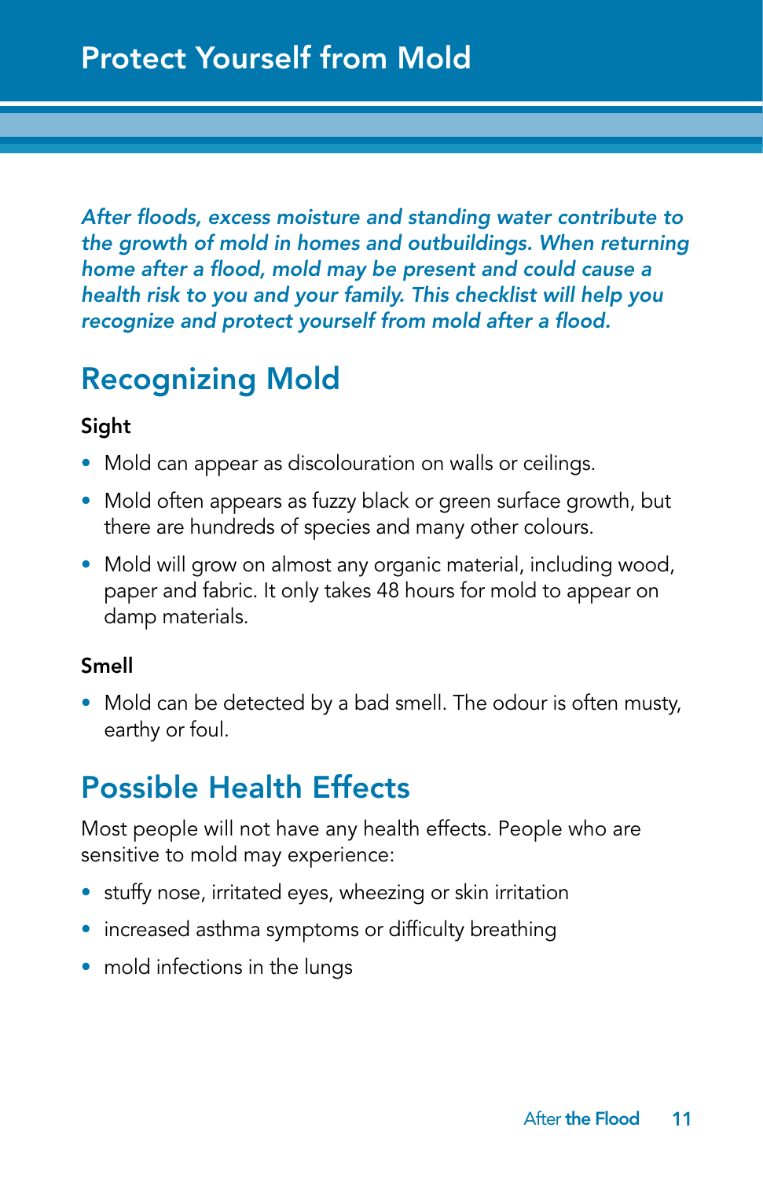# Protect Yourself from Mold

*After floods, excess moisture and standing water contribute to the growth of mold in homes and outbuildings. When returning home after a flood, mold may be present and could cause a health risk to you and your family. This checklist will help you recognize and protect yourself from mold after a flood.*

## Recognizing Mold

### Sight

- Mold can appear as discolouration on walls or ceilings.
- Mold often appears as fuzzy black or green surface growth, but there are hundreds of species and many other colours.
- Mold will grow on almost any organic material, including wood, paper and fabric. It only takes 48 hours for mold to appear on damp materials.

### Smell

- Mold can be detected by a bad smell. The odour is often musty, earthy or foul.

## Possible Health Effects

Most people will not have any health effects. People who are sensitive to mold may experience:

- stuffy nose, irritated eyes, wheezing or skin irritation
- increased asthma symptoms or difficulty breathing
- mold infections in the lungs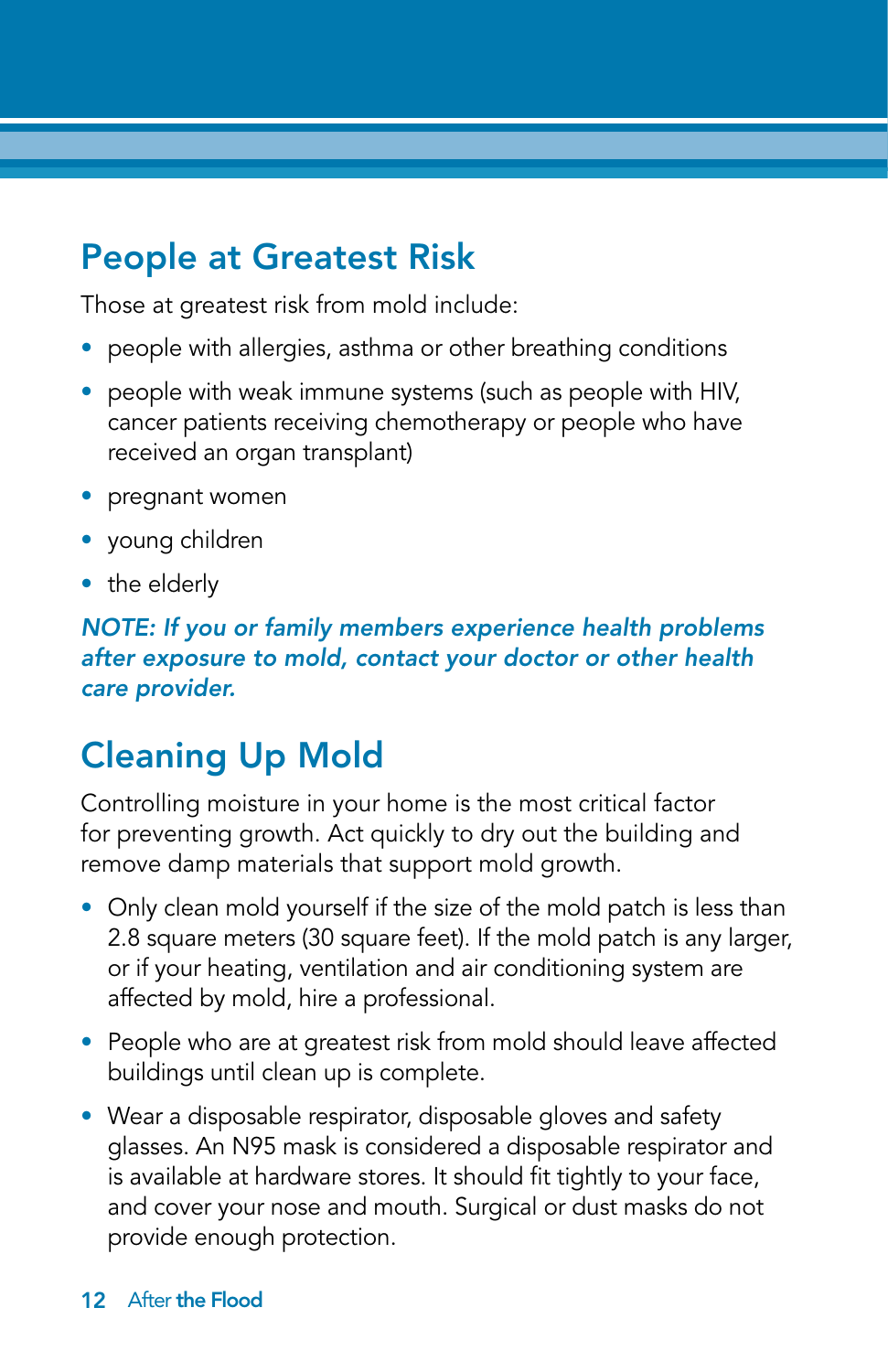## People at Greatest Risk

Those at greatest risk from mold include:

- people with allergies, asthma or other breathing conditions
- people with weak immune systems (such as people with HIV, cancer patients receiving chemotherapy or people who have received an organ transplant)
- pregnant women
- young children
- the elderly

***NOTE: If you or family members experience health problems after exposure to mold, contact your doctor or other health care provider.***

## Cleaning Up Mold

Controlling moisture in your home is the most critical factor for preventing growth. Act quickly to dry out the building and remove damp materials that support mold growth.

- Only clean mold yourself if the size of the mold patch is less than 2.8 square meters (30 square feet). If the mold patch is any larger, or if your heating, ventilation and air conditioning system are affected by mold, hire a professional.
- People who are at greatest risk from mold should leave affected buildings until clean up is complete.
- Wear a disposable respirator, disposable gloves and safety glasses. An N95 mask is considered a disposable respirator and is available at hardware stores. It should fit tightly to your face, and cover your nose and mouth. Surgical or dust masks do not provide enough protection.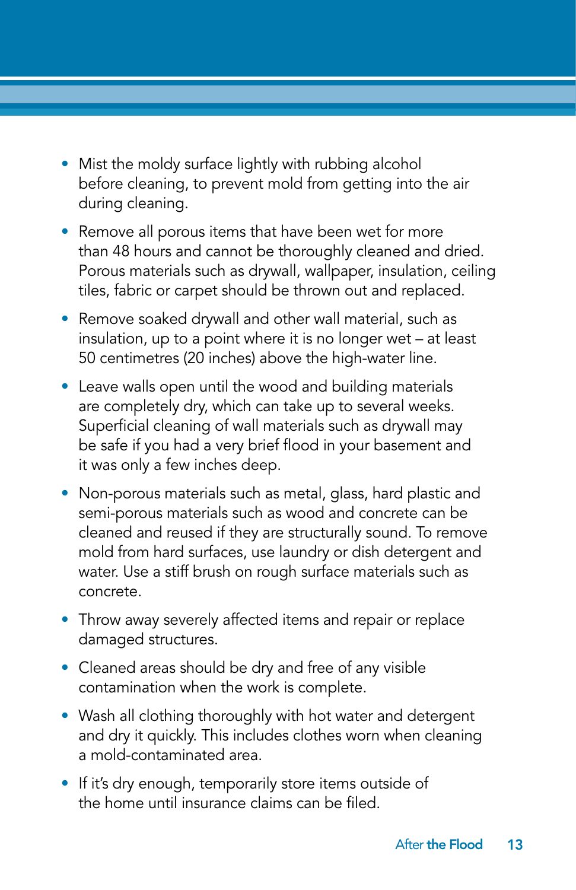- Mist the moldy surface lightly with rubbing alcohol before cleaning, to prevent mold from getting into the air during cleaning.
- Remove all porous items that have been wet for more than 48 hours and cannot be thoroughly cleaned and dried. Porous materials such as drywall, wallpaper, insulation, ceiling tiles, fabric or carpet should be thrown out and replaced.
- Remove soaked drywall and other wall material, such as insulation, up to a point where it is no longer wet – at least 50 centimetres (20 inches) above the high-water line.
- Leave walls open until the wood and building materials are completely dry, which can take up to several weeks. Superficial cleaning of wall materials such as drywall may be safe if you had a very brief flood in your basement and it was only a few inches deep.
- Non-porous materials such as metal, glass, hard plastic and semi-porous materials such as wood and concrete can be cleaned and reused if they are structurally sound. To remove mold from hard surfaces, use laundry or dish detergent and water. Use a stiff brush on rough surface materials such as concrete.
- Throw away severely affected items and repair or replace damaged structures.
- Cleaned areas should be dry and free of any visible contamination when the work is complete.
- Wash all clothing thoroughly with hot water and detergent and dry it quickly. This includes clothes worn when cleaning a mold-contaminated area.
- If it's dry enough, temporarily store items outside of the home until insurance claims can be filed.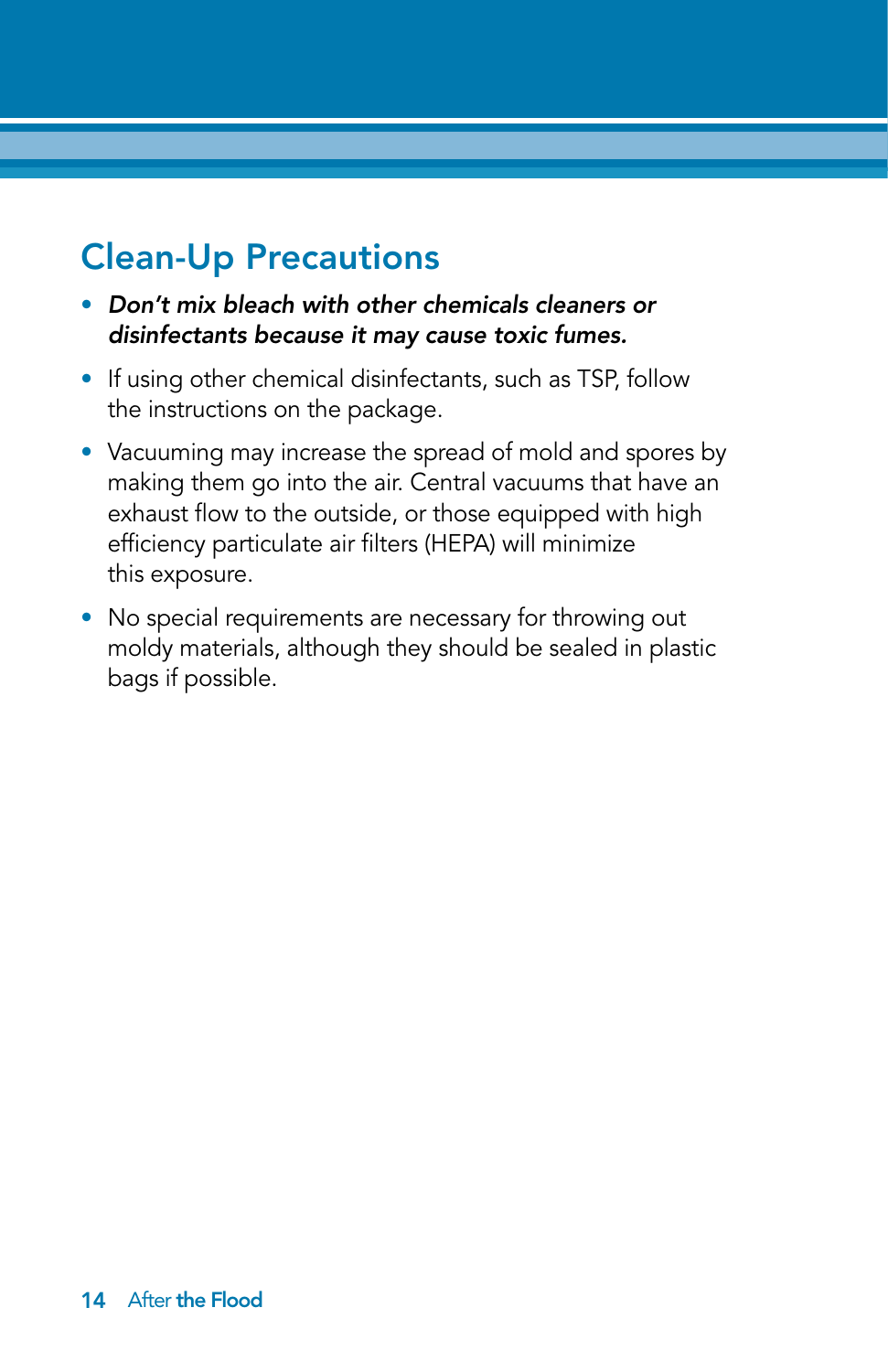## Clean-Up Precautions

- ***Don't mix bleach with other chemicals cleaners or disinfectants because it may cause toxic fumes.***
- If using other chemical disinfectants, such as TSP, follow the instructions on the package.
- Vacuuming may increase the spread of mold and spores by making them go into the air. Central vacuums that have an exhaust flow to the outside, or those equipped with high efficiency particulate air filters (HEPA) will minimize this exposure.
- No special requirements are necessary for throwing out moldy materials, although they should be sealed in plastic bags if possible.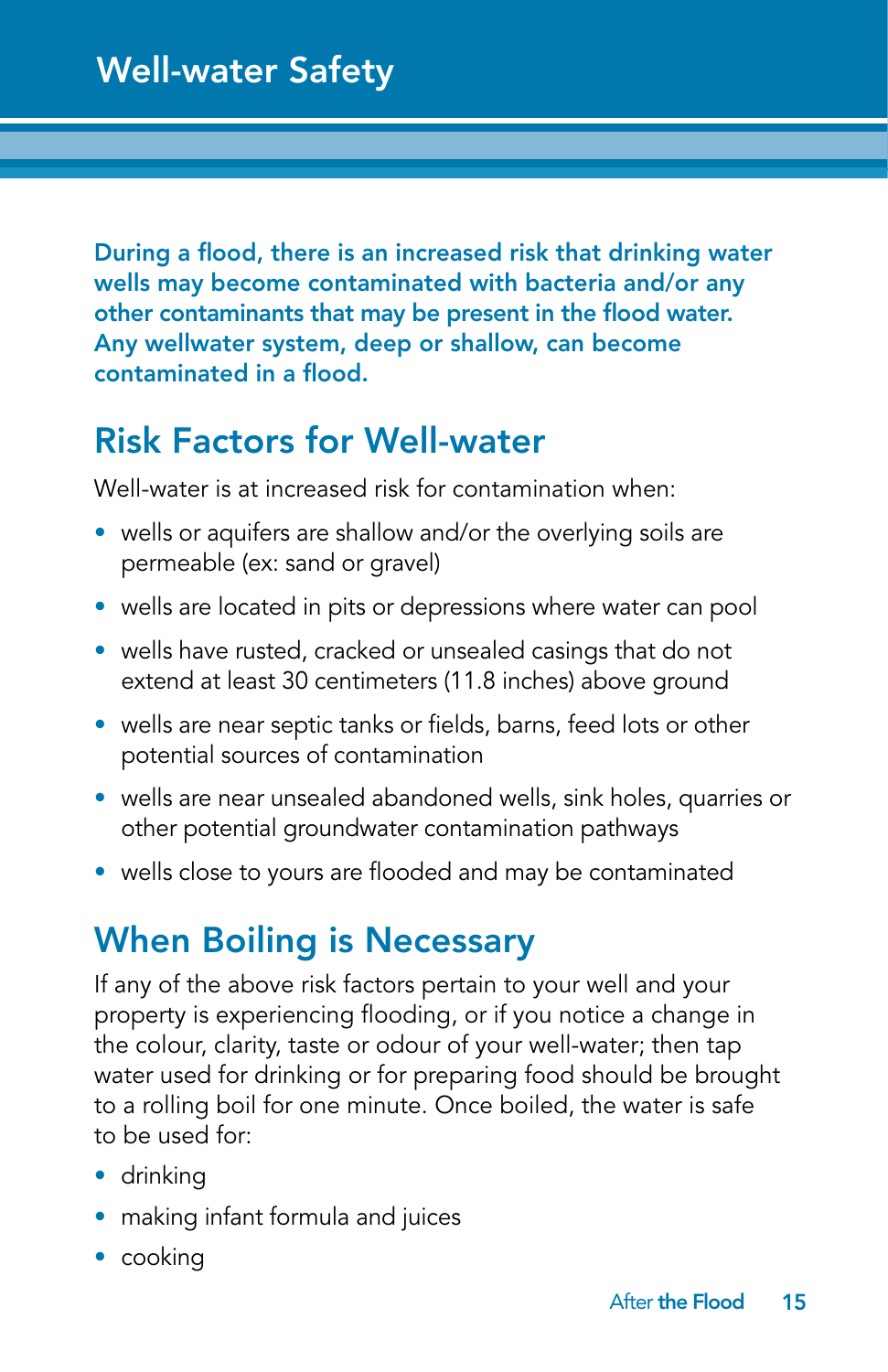# Well-water Safety

**During a flood, there is an increased risk that drinking water wells may become contaminated with bacteria and/or any other contaminants that may be present in the flood water. Any wellwater system, deep or shallow, can become contaminated in a flood.**

## Risk Factors for Well-water

Well-water is at increased risk for contamination when:

- wells or aquifers are shallow and/or the overlying soils are permeable (ex: sand or gravel)
- wells are located in pits or depressions where water can pool
- wells have rusted, cracked or unsealed casings that do not extend at least 30 centimeters (11.8 inches) above ground
- wells are near septic tanks or fields, barns, feed lots or other potential sources of contamination
- wells are near unsealed abandoned wells, sink holes, quarries or other potential groundwater contamination pathways
- wells close to yours are flooded and may be contaminated

## When Boiling is Necessary

If any of the above risk factors pertain to your well and your property is experiencing flooding, or if you notice a change in the colour, clarity, taste or odour of your well-water; then tap water used for drinking or for preparing food should be brought to a rolling boil for one minute. Once boiled, the water is safe to be used for:

- drinking
- making infant formula and juices
- cooking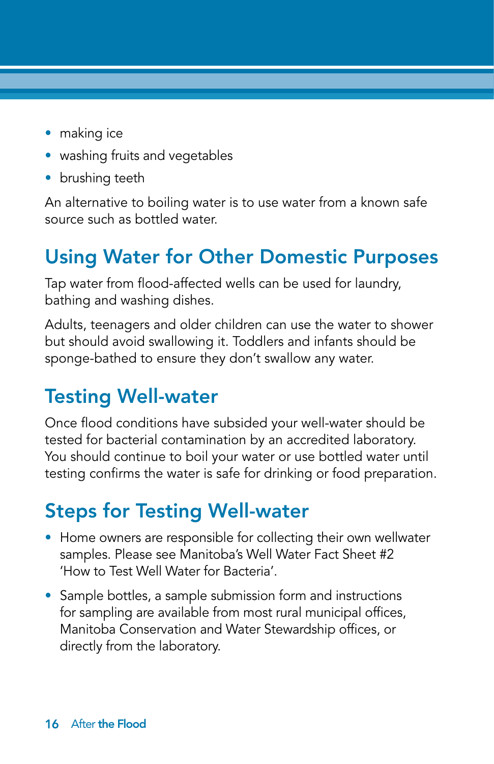- making ice
- washing fruits and vegetables
- brushing teeth

An alternative to boiling water is to use water from a known safe source such as bottled water.

## Using Water for Other Domestic Purposes

Tap water from flood-affected wells can be used for laundry, bathing and washing dishes.

Adults, teenagers and older children can use the water to shower but should avoid swallowing it. Toddlers and infants should be sponge-bathed to ensure they don't swallow any water.

## Testing Well-water

Once flood conditions have subsided your well-water should be tested for bacterial contamination by an accredited laboratory. You should continue to boil your water or use bottled water until testing confirms the water is safe for drinking or food preparation.

## Steps for Testing Well-water

- Home owners are responsible for collecting their own wellwater samples. Please see Manitoba's Well Water Fact Sheet #2 'How to Test Well Water for Bacteria'.
- Sample bottles, a sample submission form and instructions for sampling are available from most rural municipal offices, Manitoba Conservation and Water Stewardship offices, or directly from the laboratory.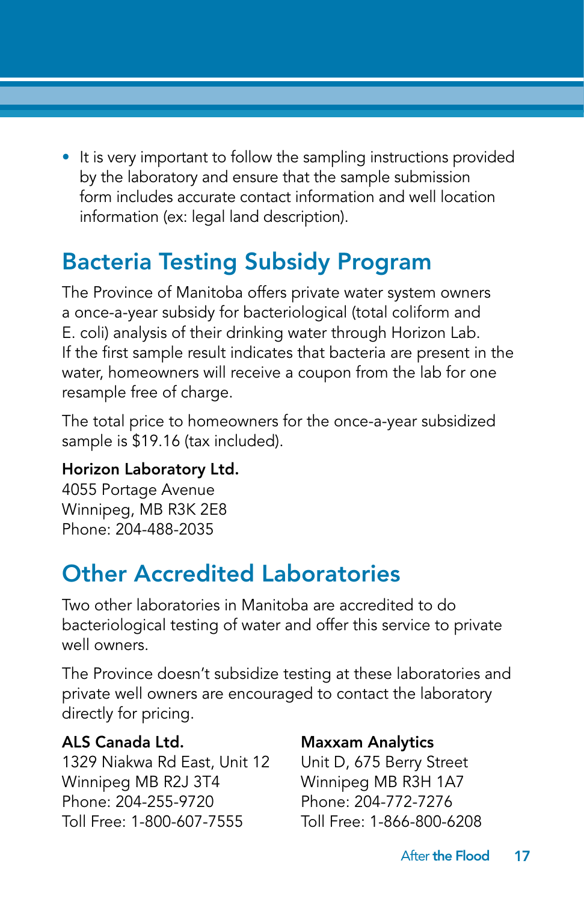- It is very important to follow the sampling instructions provided by the laboratory and ensure that the sample submission form includes accurate contact information and well location information (ex: legal land description).

## Bacteria Testing Subsidy Program

The Province of Manitoba offers private water system owners a once-a-year subsidy for bacteriological (total coliform and E. coli) analysis of their drinking water through Horizon Lab. If the first sample result indicates that bacteria are present in the water, homeowners will receive a coupon from the lab for one resample free of charge.

The total price to homeowners for the once-a-year subsidized sample is $19.16 (tax included).

**Horizon Laboratory Ltd.**
4055 Portage Avenue
Winnipeg, MB R3K 2E8
Phone: 204-488-2035

## Other Accredited Laboratories

Two other laboratories in Manitoba are accredited to do bacteriological testing of water and offer this service to private well owners.

The Province doesn't subsidize testing at these laboratories and private well owners are encouraged to contact the laboratory directly for pricing.

**ALS Canada Ltd.**
1329 Niakwa Rd East, Unit 12
Winnipeg MB R2J 3T4
Phone: 204-255-9720
Toll Free: 1-800-607-7555

**Maxxam Analytics**
Unit D, 675 Berry Street
Winnipeg MB R3H 1A7
Phone: 204-772-7276
Toll Free: 1-866-800-6208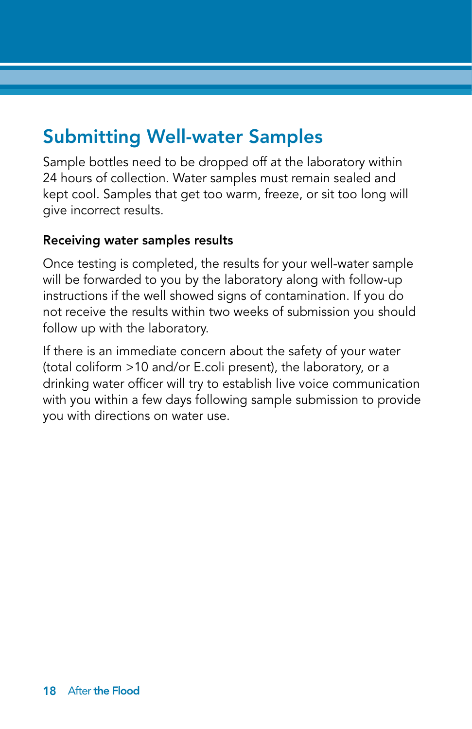## Submitting Well-water Samples

Sample bottles need to be dropped off at the laboratory within 24 hours of collection. Water samples must remain sealed and kept cool. Samples that get too warm, freeze, or sit too long will give incorrect results.

### Receiving water samples results

Once testing is completed, the results for your well-water sample will be forwarded to you by the laboratory along with follow-up instructions if the well showed signs of contamination. If you do not receive the results within two weeks of submission you should follow up with the laboratory.

If there is an immediate concern about the safety of your water (total coliform >10 and/or E.coli present), the laboratory, or a drinking water officer will try to establish live voice communication with you within a few days following sample submission to provide you with directions on water use.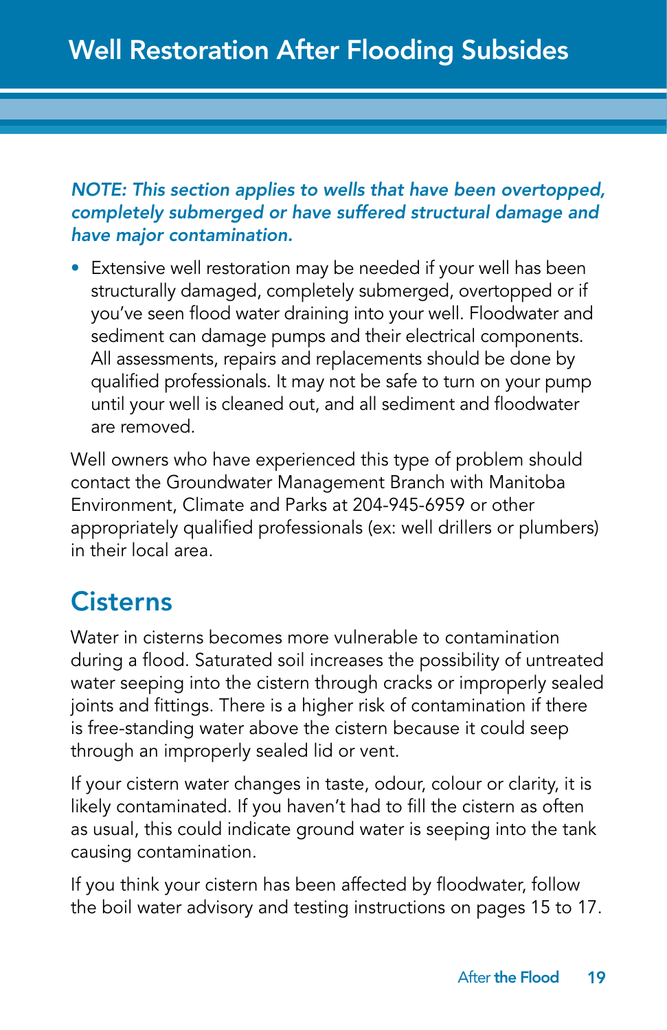# Well Restoration After Flooding Subsides

***NOTE: This section applies to wells that have been overtopped, completely submerged or have suffered structural damage and have major contamination.***

- Extensive well restoration may be needed if your well has been structurally damaged, completely submerged, overtopped or if you've seen flood water draining into your well. Floodwater and sediment can damage pumps and their electrical components. All assessments, repairs and replacements should be done by qualified professionals. It may not be safe to turn on your pump until your well is cleaned out, and all sediment and floodwater are removed.

Well owners who have experienced this type of problem should contact the Groundwater Management Branch with Manitoba Environment, Climate and Parks at 204-945-6959 or other appropriately qualified professionals (ex: well drillers or plumbers) in their local area.

## Cisterns

Water in cisterns becomes more vulnerable to contamination during a flood. Saturated soil increases the possibility of untreated water seeping into the cistern through cracks or improperly sealed joints and fittings. There is a higher risk of contamination if there is free-standing water above the cistern because it could seep through an improperly sealed lid or vent.

If your cistern water changes in taste, odour, colour or clarity, it is likely contaminated. If you haven't had to fill the cistern as often as usual, this could indicate ground water is seeping into the tank causing contamination.

If you think your cistern has been affected by floodwater, follow the boil water advisory and testing instructions on pages 15 to 17.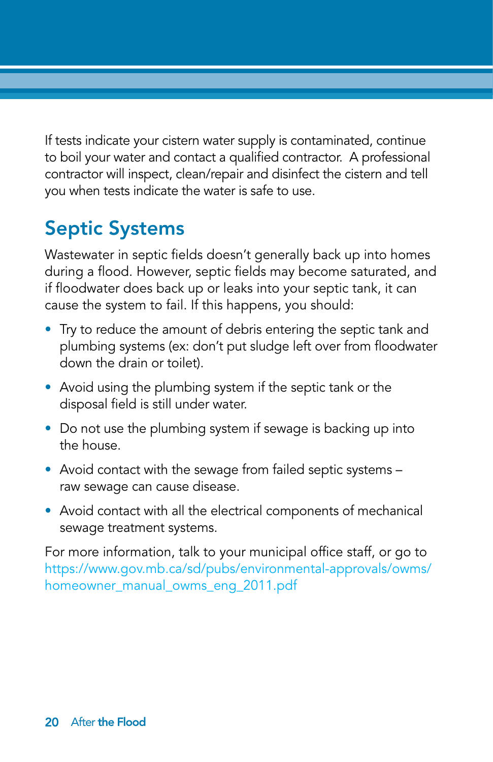If tests indicate your cistern water supply is contaminated, continue to boil your water and contact a qualified contractor. A professional contractor will inspect, clean/repair and disinfect the cistern and tell you when tests indicate the water is safe to use.

## Septic Systems

Wastewater in septic fields doesn't generally back up into homes during a flood. However, septic fields may become saturated, and if floodwater does back up or leaks into your septic tank, it can cause the system to fail. If this happens, you should:

- Try to reduce the amount of debris entering the septic tank and plumbing systems (ex: don't put sludge left over from floodwater down the drain or toilet).
- Avoid using the plumbing system if the septic tank or the disposal field is still under water.
- Do not use the plumbing system if sewage is backing up into the house.
- Avoid contact with the sewage from failed septic systems – raw sewage can cause disease.
- Avoid contact with all the electrical components of mechanical sewage treatment systems.

For more information, talk to your municipal office staff, or go to https://www.gov.mb.ca/sd/pubs/environmental-approvals/owms/homeowner_manual_owms_eng_2011.pdf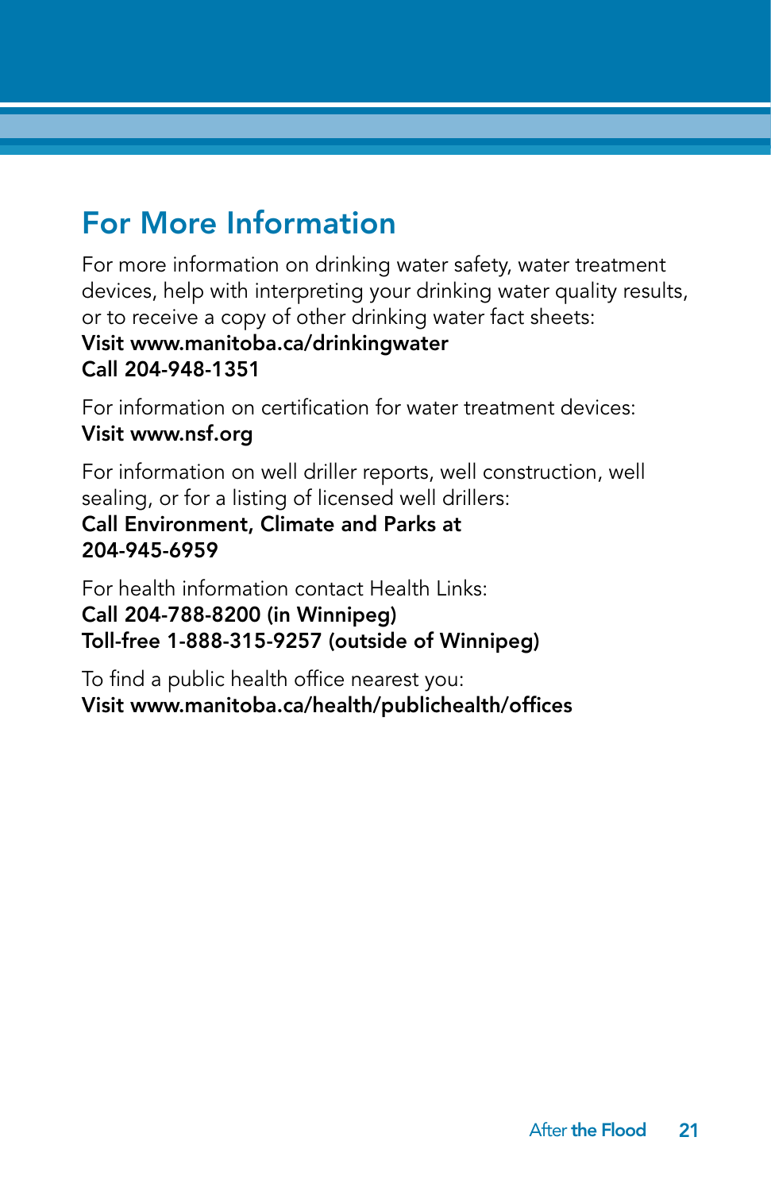## For More Information

For more information on drinking water safety, water treatment devices, help with interpreting your drinking water quality results, or to receive a copy of other drinking water fact sheets:
**Visit www.manitoba.ca/drinkingwater**
**Call 204-948-1351**

For information on certification for water treatment devices:
**Visit www.nsf.org**

For information on well driller reports, well construction, well sealing, or for a listing of licensed well drillers:
**Call Environment, Climate and Parks at 204-945-6959**

For health information contact Health Links:
**Call 204-788-8200 (in Winnipeg)**
**Toll-free 1-888-315-9257 (outside of Winnipeg)**

To find a public health office nearest you:
**Visit www.manitoba.ca/health/publichealth/offices**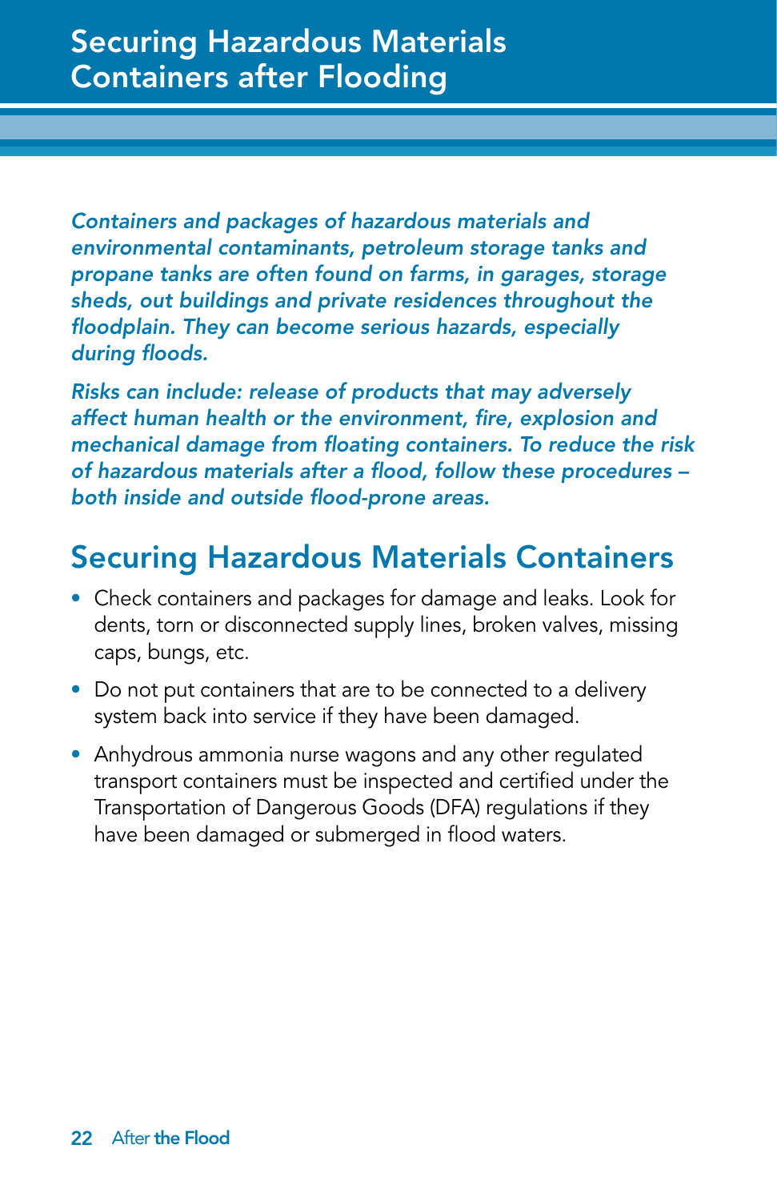# Securing Hazardous Materials Containers after Flooding

*Containers and packages of hazardous materials and environmental contaminants, petroleum storage tanks and propane tanks are often found on farms, in garages, storage sheds, out buildings and private residences throughout the floodplain. They can become serious hazards, especially during floods.*

*Risks can include: release of products that may adversely affect human health or the environment, fire, explosion and mechanical damage from floating containers. To reduce the risk of hazardous materials after a flood, follow these procedures – both inside and outside flood-prone areas.*

## Securing Hazardous Materials Containers

- Check containers and packages for damage and leaks. Look for dents, torn or disconnected supply lines, broken valves, missing caps, bungs, etc.
- Do not put containers that are to be connected to a delivery system back into service if they have been damaged.
- Anhydrous ammonia nurse wagons and any other regulated transport containers must be inspected and certified under the Transportation of Dangerous Goods (DFA) regulations if they have been damaged or submerged in flood waters.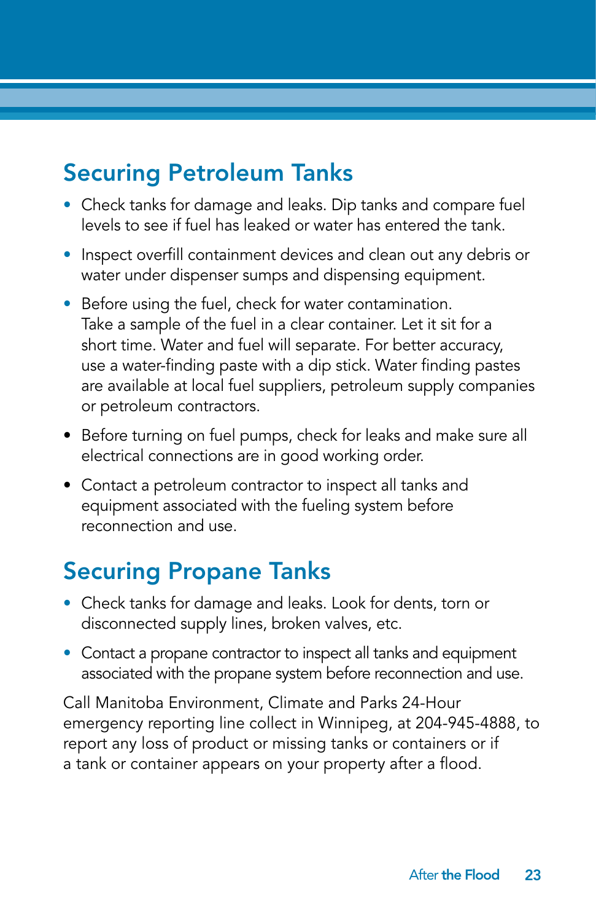## Securing Petroleum Tanks

- Check tanks for damage and leaks. Dip tanks and compare fuel levels to see if fuel has leaked or water has entered the tank.
- Inspect overfill containment devices and clean out any debris or water under dispenser sumps and dispensing equipment.
- Before using the fuel, check for water contamination. Take a sample of the fuel in a clear container. Let it sit for a short time. Water and fuel will separate. For better accuracy, use a water-finding paste with a dip stick. Water finding pastes are available at local fuel suppliers, petroleum supply companies or petroleum contractors.
- Before turning on fuel pumps, check for leaks and make sure all electrical connections are in good working order.
- Contact a petroleum contractor to inspect all tanks and equipment associated with the fueling system before reconnection and use.

## Securing Propane Tanks

- Check tanks for damage and leaks. Look for dents, torn or disconnected supply lines, broken valves, etc.
- Contact a propane contractor to inspect all tanks and equipment associated with the propane system before reconnection and use.

Call Manitoba Environment, Climate and Parks 24-Hour emergency reporting line collect in Winnipeg, at 204-945-4888, to report any loss of product or missing tanks or containers or if a tank or container appears on your property after a flood.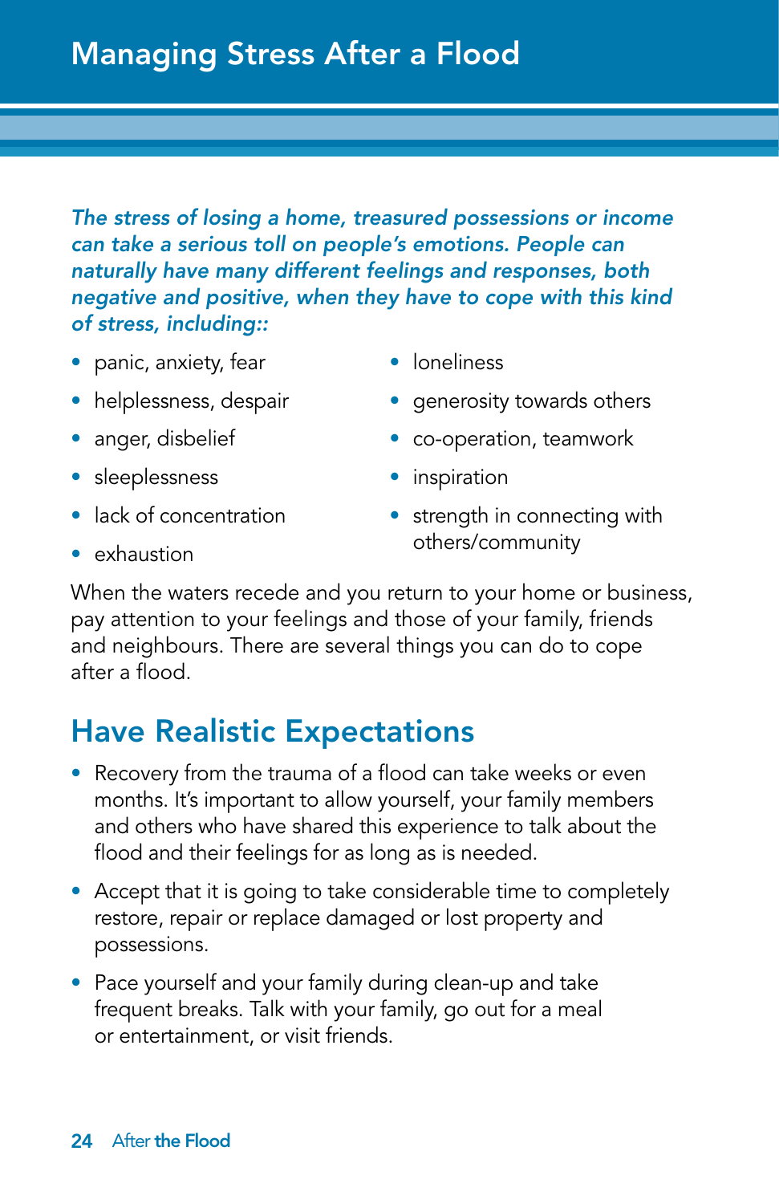# Managing Stress After a Flood

***The stress of losing a home, treasured possessions or income can take a serious toll on people's emotions. People can naturally have many different feelings and responses, both negative and positive, when they have to cope with this kind of stress, including::***

- panic, anxiety, fear
- helplessness, despair
- anger, disbelief
- sleeplessness
- lack of concentration
- exhaustion
- loneliness
- generosity towards others
- co-operation, teamwork
- inspiration
- strength in connecting with others/community

When the waters recede and you return to your home or business, pay attention to your feelings and those of your family, friends and neighbours. There are several things you can do to cope after a flood.

## Have Realistic Expectations

- Recovery from the trauma of a flood can take weeks or even months. It's important to allow yourself, your family members and others who have shared this experience to talk about the flood and their feelings for as long as is needed.
- Accept that it is going to take considerable time to completely restore, repair or replace damaged or lost property and possessions.
- Pace yourself and your family during clean-up and take frequent breaks. Talk with your family, go out for a meal or entertainment, or visit friends.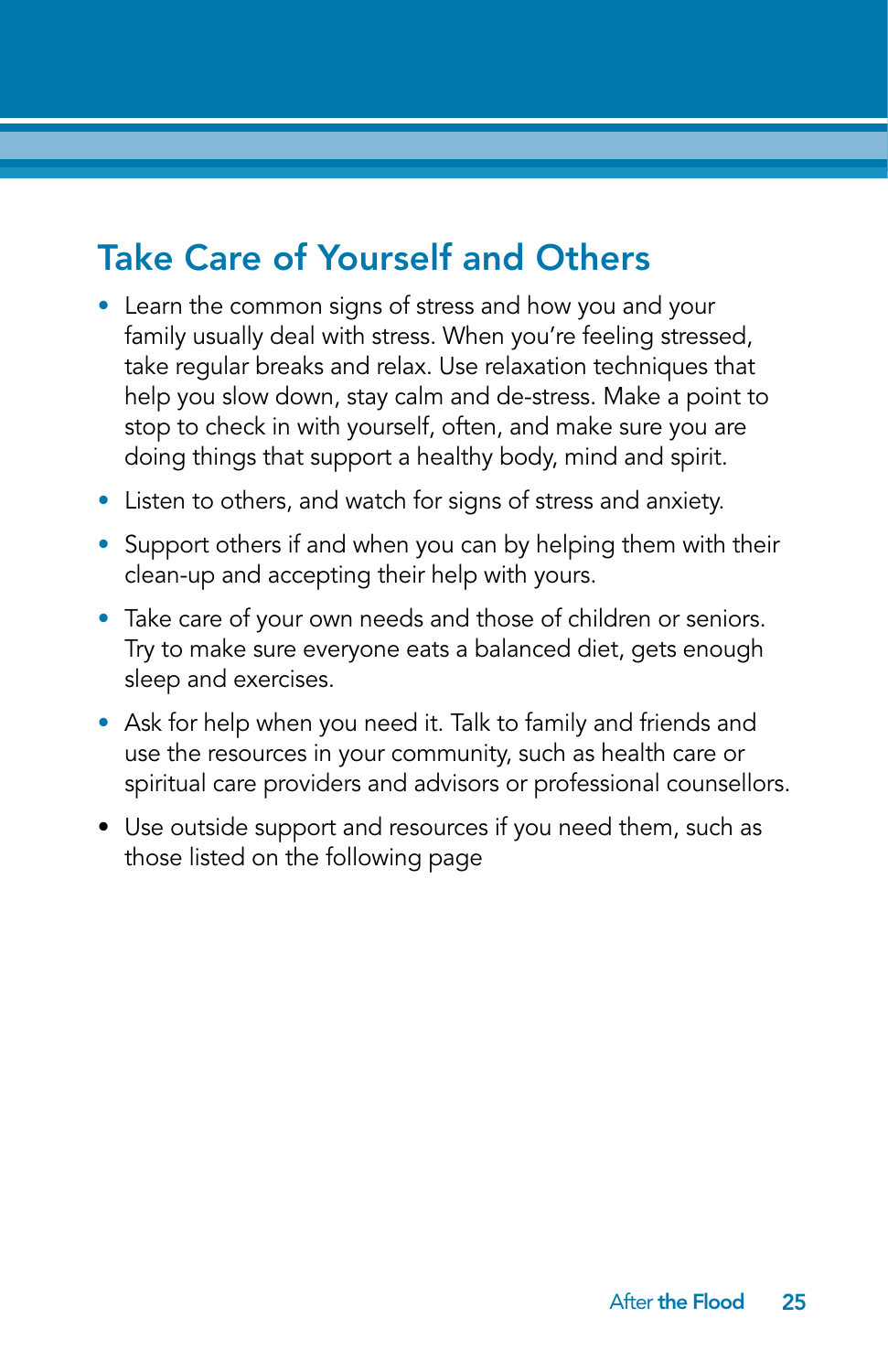## Take Care of Yourself and Others

- Learn the common signs of stress and how you and your family usually deal with stress. When you're feeling stressed, take regular breaks and relax. Use relaxation techniques that help you slow down, stay calm and de-stress. Make a point to stop to check in with yourself, often, and make sure you are doing things that support a healthy body, mind and spirit.
- Listen to others, and watch for signs of stress and anxiety.
- Support others if and when you can by helping them with their clean-up and accepting their help with yours.
- Take care of your own needs and those of children or seniors. Try to make sure everyone eats a balanced diet, gets enough sleep and exercises.
- Ask for help when you need it. Talk to family and friends and use the resources in your community, such as health care or spiritual care providers and advisors or professional counsellors.
- Use outside support and resources if you need them, such as those listed on the following page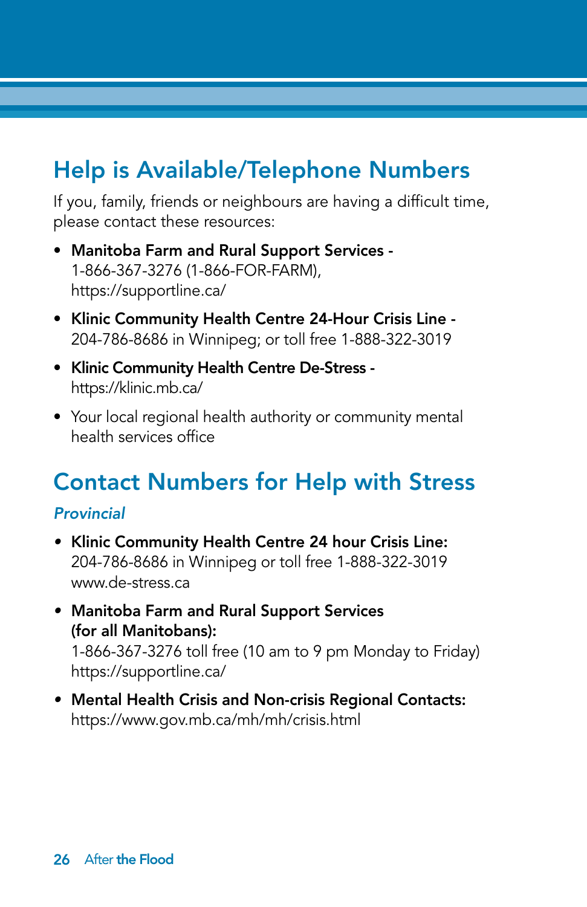## Help is Available/Telephone Numbers

If you, family, friends or neighbours are having a difficult time, please contact these resources:

- **Manitoba Farm and Rural Support Services -** 1-866-367-3276 (1-866-FOR-FARM), https://supportline.ca/
- **Klinic Community Health Centre 24-Hour Crisis Line -** 204-786-8686 in Winnipeg; or toll free 1-888-322-3019
- **Klinic Community Health Centre De-Stress -** https://klinic.mb.ca/
- Your local regional health authority or community mental health services office

## Contact Numbers for Help with Stress

### *Provincial*

- **Klinic Community Health Centre 24 hour Crisis Line:** 204-786-8686 in Winnipeg or toll free 1-888-322-3019 www.de-stress.ca
- **Manitoba Farm and Rural Support Services (for all Manitobans):** 1-866-367-3276 toll free (10 am to 9 pm Monday to Friday) https://supportline.ca/
- **Mental Health Crisis and Non-crisis Regional Contacts:** https://www.gov.mb.ca/mh/mh/crisis.html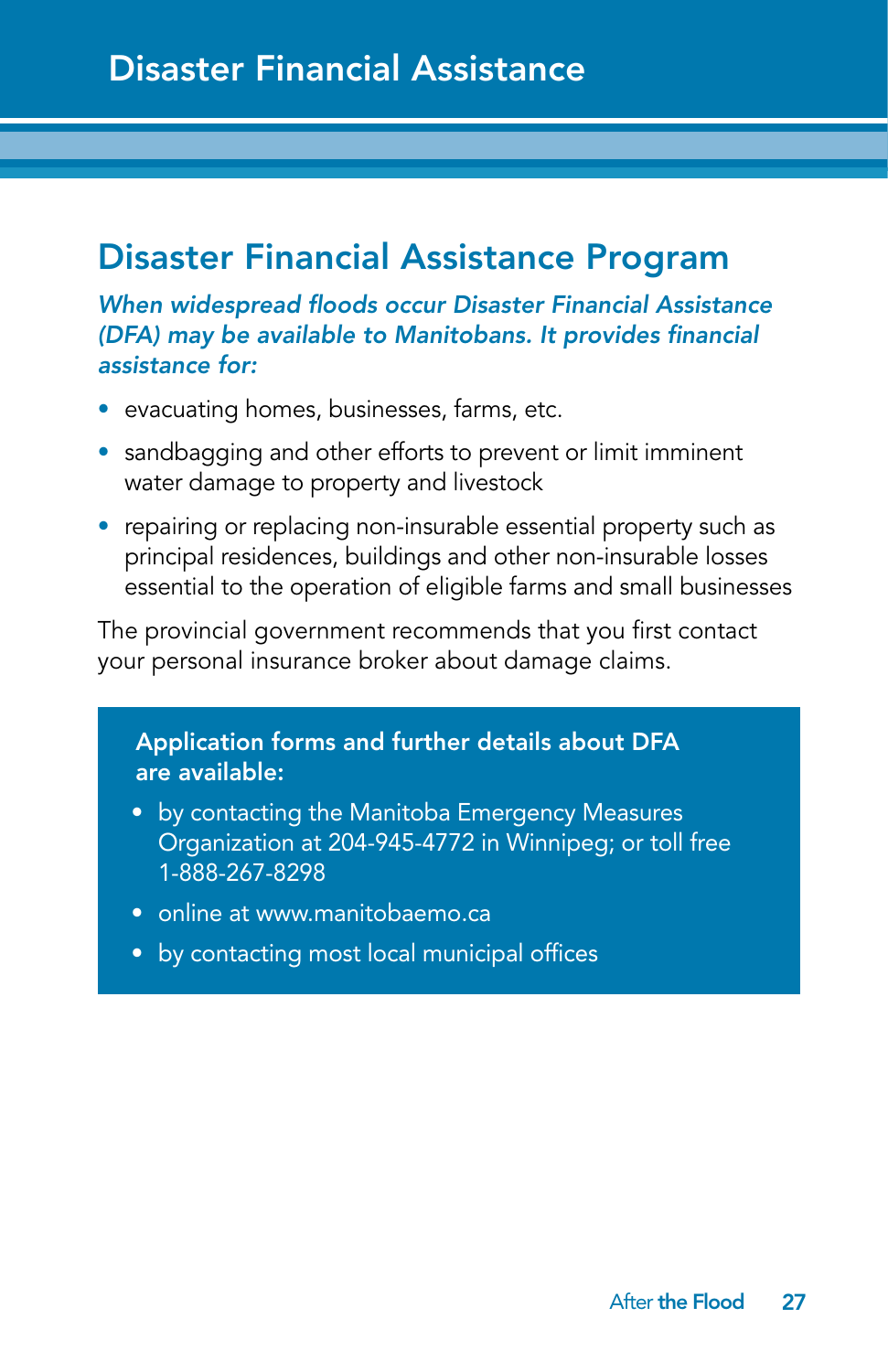# Disaster Financial Assistance

## Disaster Financial Assistance Program

***When widespread floods occur Disaster Financial Assistance (DFA) may be available to Manitobans. It provides financial assistance for:***

- evacuating homes, businesses, farms, etc.
- sandbagging and other efforts to prevent or limit imminent water damage to property and livestock
- repairing or replacing non-insurable essential property such as principal residences, buildings and other non-insurable losses essential to the operation of eligible farms and small businesses

The provincial government recommends that you first contact your personal insurance broker about damage claims.

**Application forms and further details about DFA are available:**

- by contacting the Manitoba Emergency Measures Organization at 204-945-4772 in Winnipeg; or toll free 1-888-267-8298
- online at www.manitobaemo.ca
- by contacting most local municipal offices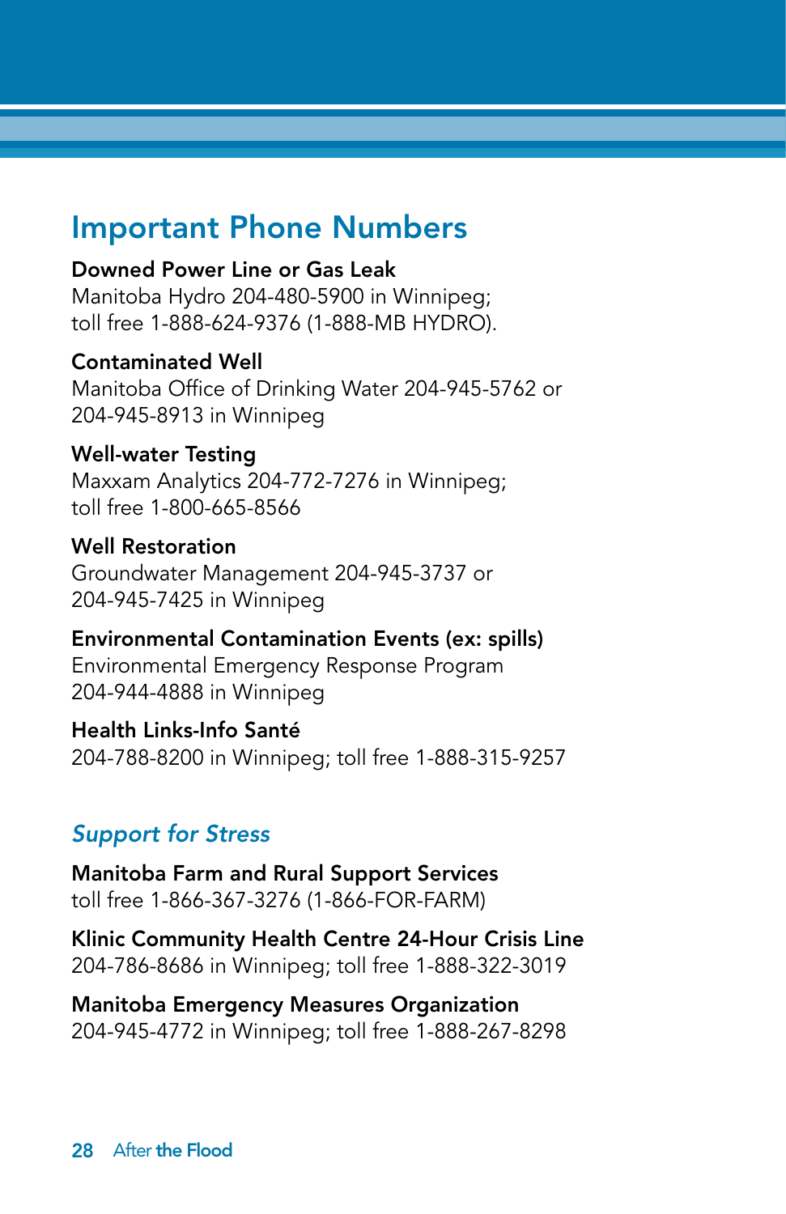## Important Phone Numbers

**Downed Power Line or Gas Leak**
Manitoba Hydro 204-480-5900 in Winnipeg;
toll free 1-888-624-9376 (1-888-MB HYDRO).

**Contaminated Well**
Manitoba Office of Drinking Water 204-945-5762 or
204-945-8913 in Winnipeg

**Well-water Testing**
Maxxam Analytics 204-772-7276 in Winnipeg;
toll free 1-800-665-8566

**Well Restoration**
Groundwater Management 204-945-3737 or
204-945-7425 in Winnipeg

**Environmental Contamination Events (ex: spills)**
Environmental Emergency Response Program
204-944-4888 in Winnipeg

**Health Links-Info Santé**
204-788-8200 in Winnipeg; toll free 1-888-315-9257

### *Support for Stress*

**Manitoba Farm and Rural Support Services**
toll free 1-866-367-3276 (1-866-FOR-FARM)

**Klinic Community Health Centre 24-Hour Crisis Line**
204-786-8686 in Winnipeg; toll free 1-888-322-3019

**Manitoba Emergency Measures Organization**
204-945-4772 in Winnipeg; toll free 1-888-267-8298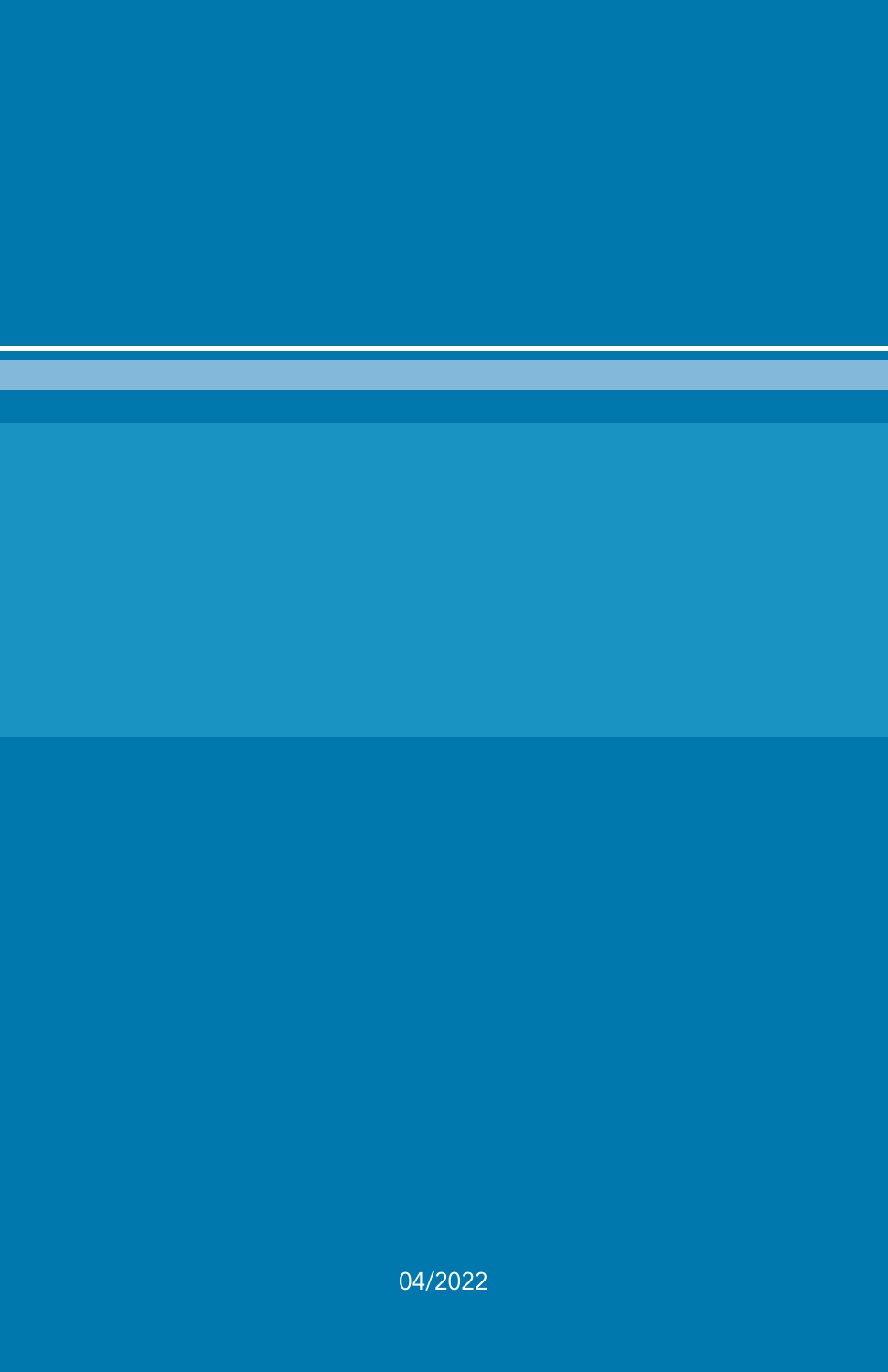04/2022